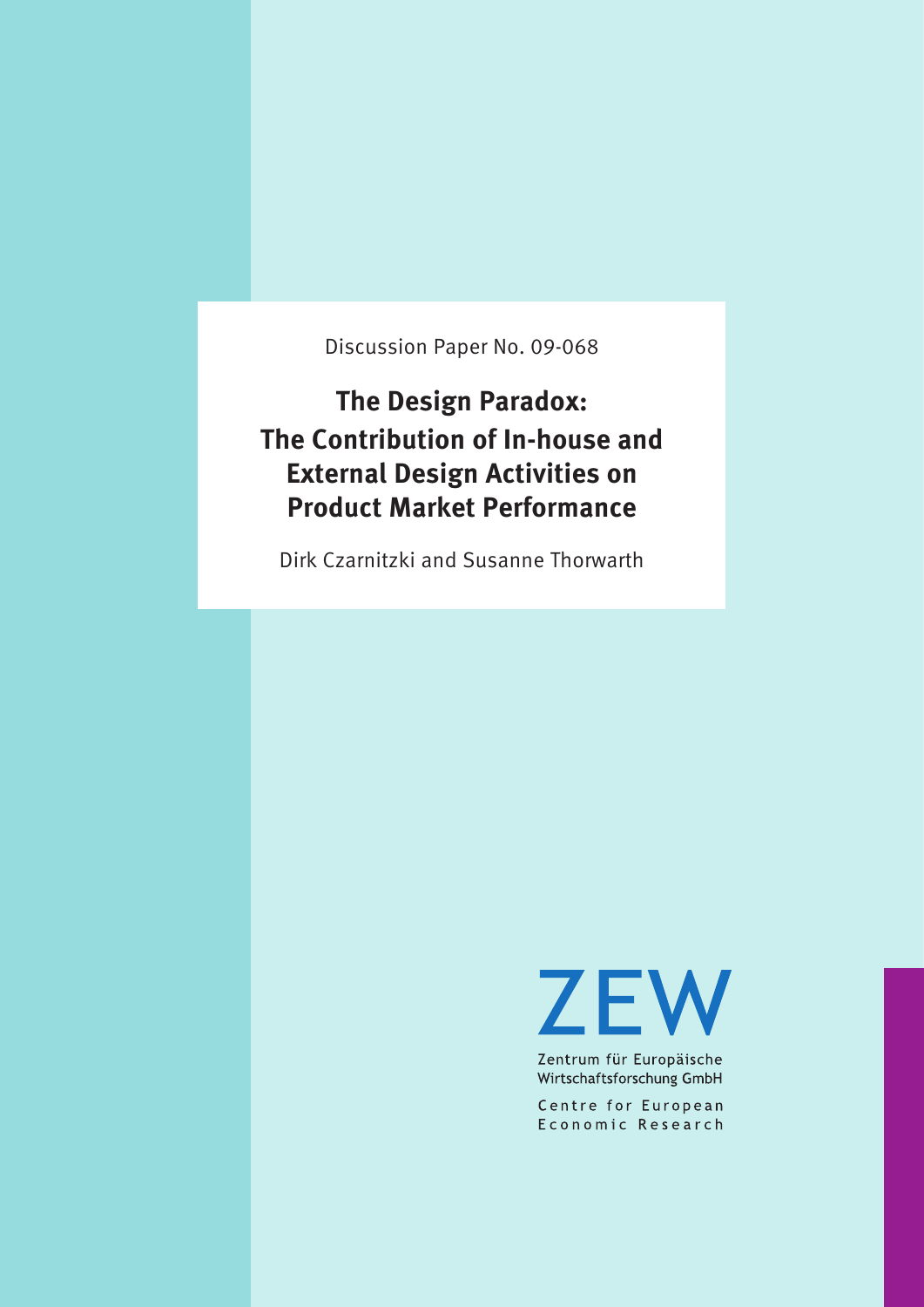Discussion Paper No. 09-068

# The Design Paradox: The Contribution of In-house and External Design Activities on Product Market Performance

Dirk Czarnitzki and Susanne Thorwarth

ZEW

Zentrum für Europäische Wirtschaftsforschung GmbH

Centre for European Economic Research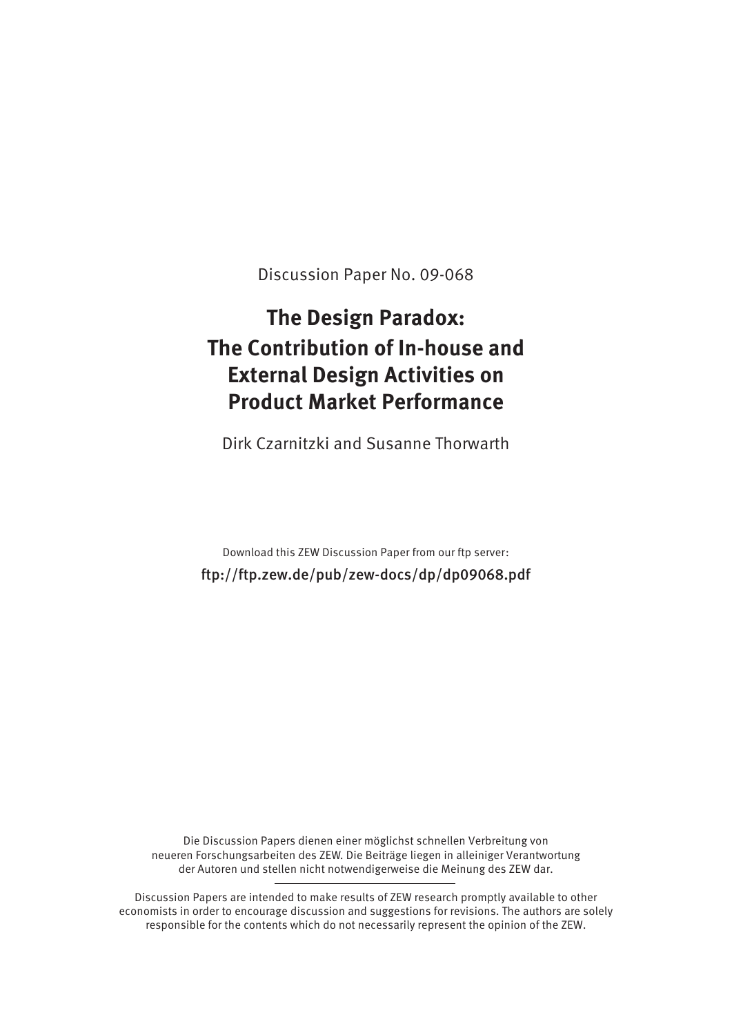Discussion Paper No. 09-068

# The Design Paradox: The Contribution of In-house and External Design Activities on Product Market Performance

Dirk Czarnitzki and Susanne Thorwarth

Download this ZEW Discussion Paper from our ftp server:

ftp://ftp.zew.de/pub/zew-docs/dp/dp09068.pdf

Die Discussion Papers dienen einer möglichst schnellen Verbreitung von neueren Forschungsarbeiten des ZEW. Die Beiträge liegen in alleiniger Verantwortung der Autoren und stellen nicht notwendigerweise die Meinung des ZEW dar.

---

Discussion Papers are intended to make results of ZEW research promptly available to other economists in order to encourage discussion and suggestions for revisions. The authors are solely responsible for the contents which do not necessarily represent the opinion of the ZEW.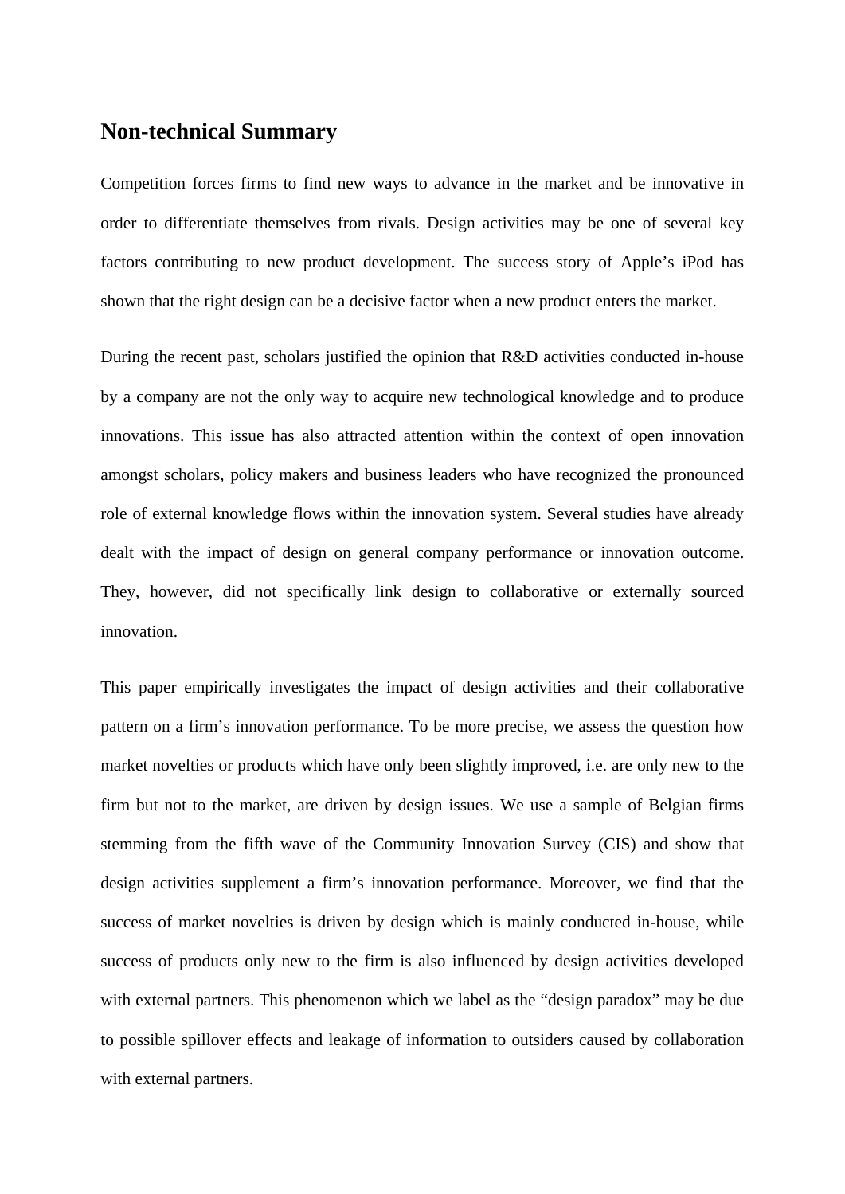## Non-technical Summary

Competition forces firms to find new ways to advance in the market and be innovative in order to differentiate themselves from rivals. Design activities may be one of several key factors contributing to new product development. The success story of Apple's iPod has shown that the right design can be a decisive factor when a new product enters the market.

During the recent past, scholars justified the opinion that R&D activities conducted in-house by a company are not the only way to acquire new technological knowledge and to produce innovations. This issue has also attracted attention within the context of open innovation amongst scholars, policy makers and business leaders who have recognized the pronounced role of external knowledge flows within the innovation system. Several studies have already dealt with the impact of design on general company performance or innovation outcome. They, however, did not specifically link design to collaborative or externally sourced innovation.

This paper empirically investigates the impact of design activities and their collaborative pattern on a firm's innovation performance. To be more precise, we assess the question how market novelties or products which have only been slightly improved, i.e. are only new to the firm but not to the market, are driven by design issues. We use a sample of Belgian firms stemming from the fifth wave of the Community Innovation Survey (CIS) and show that design activities supplement a firm's innovation performance. Moreover, we find that the success of market novelties is driven by design which is mainly conducted in-house, while success of products only new to the firm is also influenced by design activities developed with external partners. This phenomenon which we label as the "design paradox" may be due to possible spillover effects and leakage of information to outsiders caused by collaboration with external partners.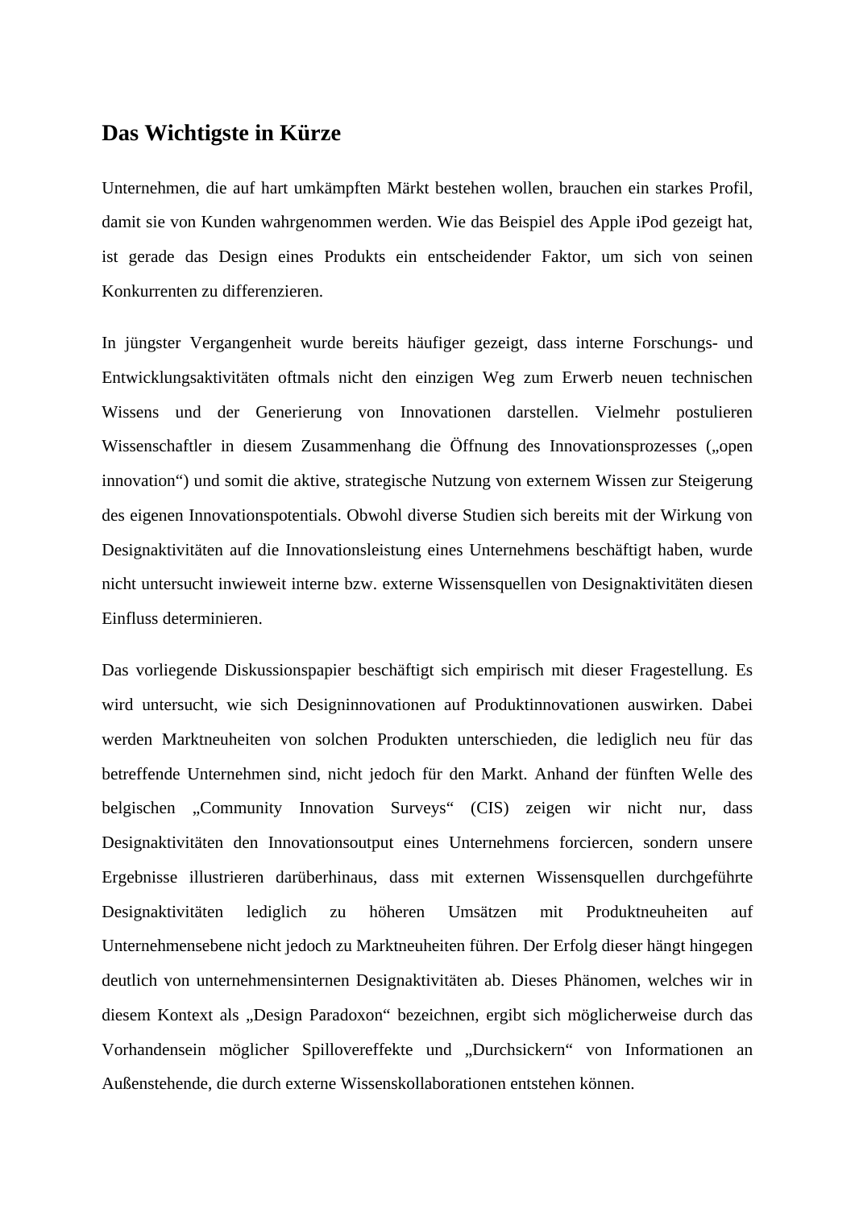## Das Wichtigste in Kürze

Unternehmen, die auf hart umkämpften Märkt bestehen wollen, brauchen ein starkes Profil, damit sie von Kunden wahrgenommen werden. Wie das Beispiel des Apple iPod gezeigt hat, ist gerade das Design eines Produkts ein entscheidender Faktor, um sich von seinen Konkurrenten zu differenzieren.

In jüngster Vergangenheit wurde bereits häufiger gezeigt, dass interne Forschungs- und Entwicklungsaktivitäten oftmals nicht den einzigen Weg zum Erwerb neuen technischen Wissens und der Generierung von Innovationen darstellen. Vielmehr postulieren Wissenschaftler in diesem Zusammenhang die Öffnung des Innovationsprozesses („open innovation") und somit die aktive, strategische Nutzung von externem Wissen zur Steigerung des eigenen Innovationspotentials. Obwohl diverse Studien sich bereits mit der Wirkung von Designaktivitäten auf die Innovationsleistung eines Unternehmens beschäftigt haben, wurde nicht untersucht inwieweit interne bzw. externe Wissensquellen von Designaktivitäten diesen Einfluss determinieren.

Das vorliegende Diskussionspapier beschäftigt sich empirisch mit dieser Fragestellung. Es wird untersucht, wie sich Designinnovationen auf Produktinnovationen auswirken. Dabei werden Marktneuheiten von solchen Produkten unterschieden, die lediglich neu für das betreffende Unternehmen sind, nicht jedoch für den Markt. Anhand der fünften Welle des belgischen „Community Innovation Surveys" (CIS) zeigen wir nicht nur, dass Designaktivitäten den Innovationsoutput eines Unternehmens forciercen, sondern unsere Ergebnisse illustrieren darüberhinaus, dass mit externen Wissensquellen durchgeführte Designaktivitäten lediglich zu höheren Umsätzen mit Produktneuheiten auf Unternehmensebene nicht jedoch zu Marktneuheiten führen. Der Erfolg dieser hängt hingegen deutlich von unternehmensinternen Designaktivitäten ab. Dieses Phänomen, welches wir in diesem Kontext als „Design Paradoxon" bezeichnen, ergibt sich möglicherweise durch das Vorhandensein möglicher Spillovereffekte und „Durchsickern" von Informationen an Außenstehende, die durch externe Wissenskollaborationen entstehen können.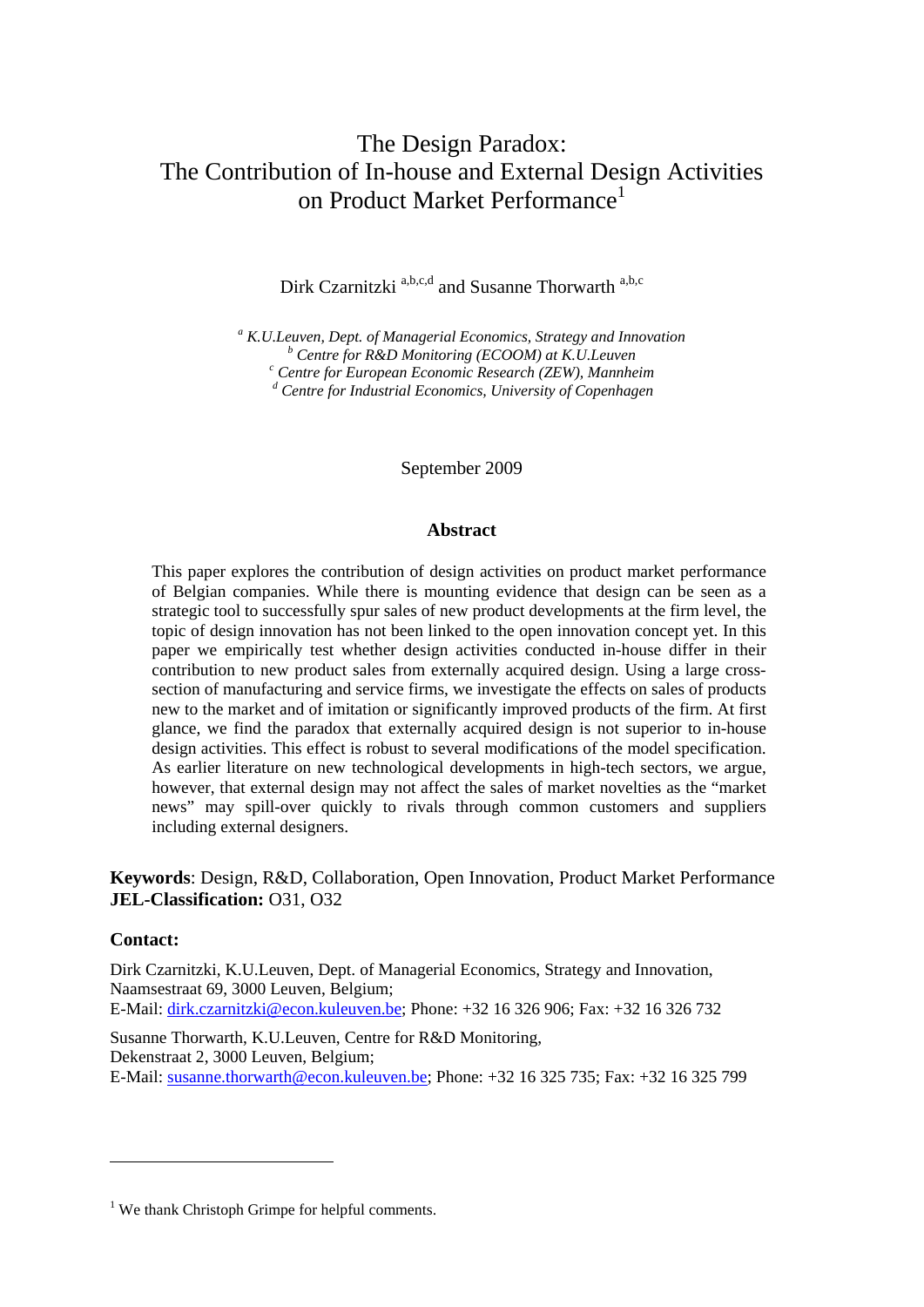# The Design Paradox: The Contribution of In-house and External Design Activities on Product Market Performance[1]

Dirk Czarnitzki [a,b,c,d] and Susanne Thorwarth [a,b,c]

[a] *K.U.Leuven, Dept. of Managerial Economics, Strategy and Innovation*
[b] *Centre for R&D Monitoring (ECOOM) at K.U.Leuven*
[c] *Centre for European Economic Research (ZEW), Mannheim*
[d] *Centre for Industrial Economics, University of Copenhagen*

September 2009

## Abstract

This paper explores the contribution of design activities on product market performance of Belgian companies. While there is mounting evidence that design can be seen as a strategic tool to successfully spur sales of new product developments at the firm level, the topic of design innovation has not been linked to the open innovation concept yet. In this paper we empirically test whether design activities conducted in-house differ in their contribution to new product sales from externally acquired design. Using a large cross-section of manufacturing and service firms, we investigate the effects on sales of products new to the market and of imitation or significantly improved products of the firm. At first glance, we find the paradox that externally acquired design is not superior to in-house design activities. This effect is robust to several modifications of the model specification. As earlier literature on new technological developments in high-tech sectors, we argue, however, that external design may not affect the sales of market novelties as the "market news" may spill-over quickly to rivals through common customers and suppliers including external designers.

**Keywords**: Design, R&D, Collaboration, Open Innovation, Product Market Performance
**JEL-Classification:** O31, O32

**Contact:**

Dirk Czarnitzki, K.U.Leuven, Dept. of Managerial Economics, Strategy and Innovation, Naamsestraat 69, 3000 Leuven, Belgium;
E-Mail: dirk.czarnitzki@econ.kuleuven.be; Phone: +32 16 326 906; Fax: +32 16 326 732

Susanne Thorwarth, K.U.Leuven, Centre for R&D Monitoring, Dekenstraat 2, 3000 Leuven, Belgium;
E-Mail: susanne.thorwarth@econ.kuleuven.be; Phone: +32 16 325 735; Fax: +32 16 325 799

---

[1] We thank Christoph Grimpe for helpful comments.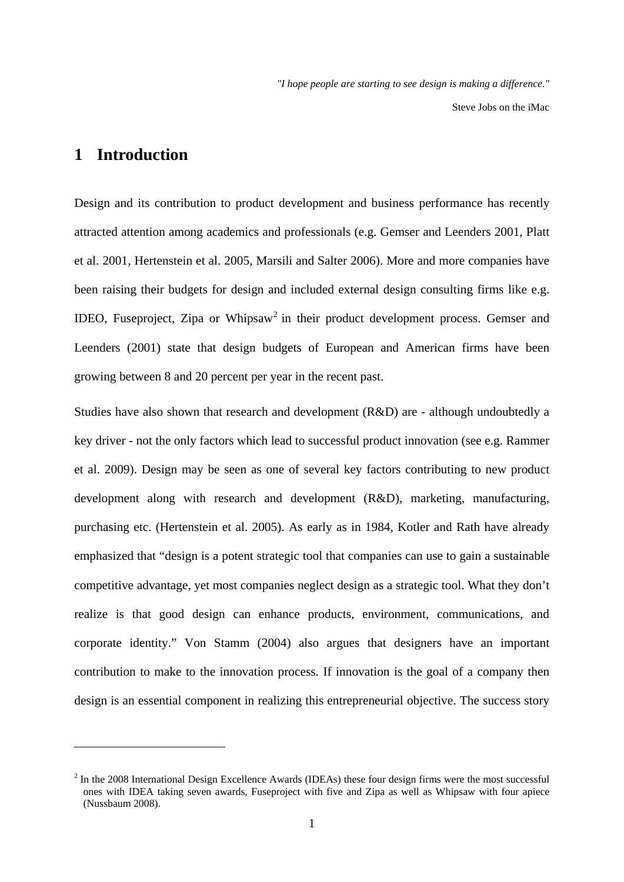*"I hope people are starting to see design is making a difference."*

Steve Jobs on the iMac

# 1 Introduction

Design and its contribution to product development and business performance has recently attracted attention among academics and professionals (e.g. Gemser and Leenders 2001, Platt et al. 2001, Hertenstein et al. 2005, Marsili and Salter 2006). More and more companies have been raising their budgets for design and included external design consulting firms like e.g. IDEO, Fuseproject, Zipa or Whipsaw[2] in their product development process. Gemser and Leenders (2001) state that design budgets of European and American firms have been growing between 8 and 20 percent per year in the recent past.

Studies have also shown that research and development (R&D) are - although undoubtedly a key driver - not the only factors which lead to successful product innovation (see e.g. Rammer et al. 2009). Design may be seen as one of several key factors contributing to new product development along with research and development (R&D), marketing, manufacturing, purchasing etc. (Hertenstein et al. 2005). As early as in 1984, Kotler and Rath have already emphasized that "design is a potent strategic tool that companies can use to gain a sustainable competitive advantage, yet most companies neglect design as a strategic tool. What they don't realize is that good design can enhance products, environment, communications, and corporate identity." Von Stamm (2004) also argues that designers have an important contribution to make to the innovation process. If innovation is the goal of a company then design is an essential component in realizing this entrepreneurial objective. The success story

[2] In the 2008 International Design Excellence Awards (IDEAs) these four design firms were the most successful ones with IDEA taking seven awards, Fuseproject with five and Zipa as well as Whipsaw with four apiece (Nussbaum 2008).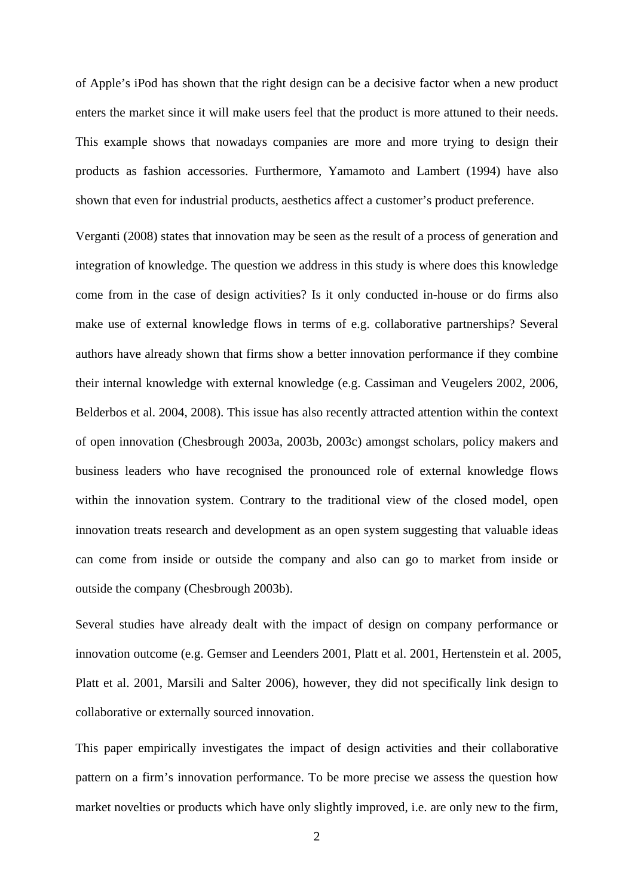of Apple's iPod has shown that the right design can be a decisive factor when a new product enters the market since it will make users feel that the product is more attuned to their needs. This example shows that nowadays companies are more and more trying to design their products as fashion accessories. Furthermore, Yamamoto and Lambert (1994) have also shown that even for industrial products, aesthetics affect a customer's product preference.

Verganti (2008) states that innovation may be seen as the result of a process of generation and integration of knowledge. The question we address in this study is where does this knowledge come from in the case of design activities? Is it only conducted in-house or do firms also make use of external knowledge flows in terms of e.g. collaborative partnerships? Several authors have already shown that firms show a better innovation performance if they combine their internal knowledge with external knowledge (e.g. Cassiman and Veugelers 2002, 2006, Belderbos et al. 2004, 2008). This issue has also recently attracted attention within the context of open innovation (Chesbrough 2003a, 2003b, 2003c) amongst scholars, policy makers and business leaders who have recognised the pronounced role of external knowledge flows within the innovation system. Contrary to the traditional view of the closed model, open innovation treats research and development as an open system suggesting that valuable ideas can come from inside or outside the company and also can go to market from inside or outside the company (Chesbrough 2003b).

Several studies have already dealt with the impact of design on company performance or innovation outcome (e.g. Gemser and Leenders 2001, Platt et al. 2001, Hertenstein et al. 2005, Platt et al. 2001, Marsili and Salter 2006), however, they did not specifically link design to collaborative or externally sourced innovation.

This paper empirically investigates the impact of design activities and their collaborative pattern on a firm's innovation performance. To be more precise we assess the question how market novelties or products which have only slightly improved, i.e. are only new to the firm,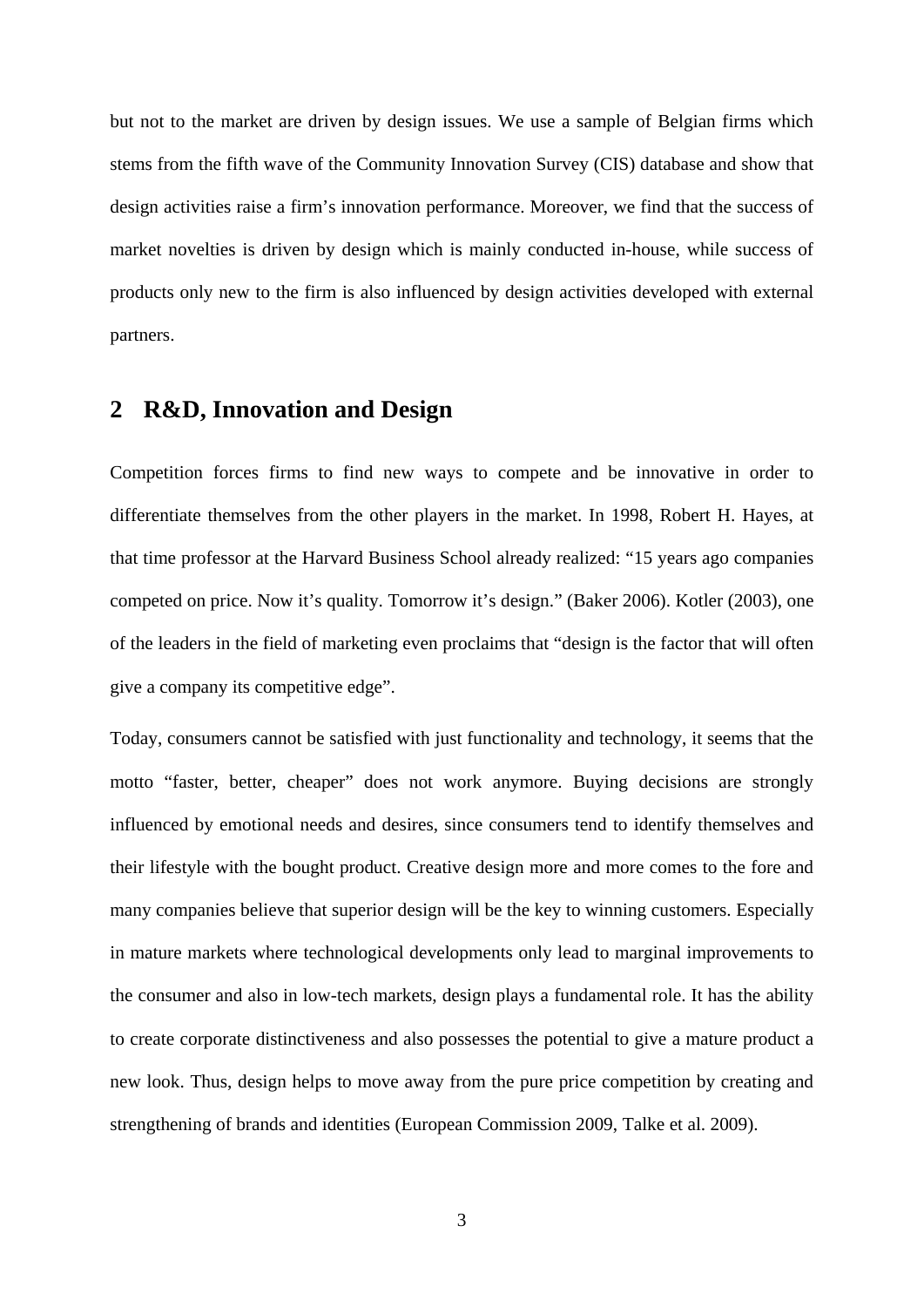but not to the market are driven by design issues. We use a sample of Belgian firms which stems from the fifth wave of the Community Innovation Survey (CIS) database and show that design activities raise a firm's innovation performance. Moreover, we find that the success of market novelties is driven by design which is mainly conducted in-house, while success of products only new to the firm is also influenced by design activities developed with external partners.

## 2 R&D, Innovation and Design

Competition forces firms to find new ways to compete and be innovative in order to differentiate themselves from the other players in the market. In 1998, Robert H. Hayes, at that time professor at the Harvard Business School already realized: "15 years ago companies competed on price. Now it's quality. Tomorrow it's design." (Baker 2006). Kotler (2003), one of the leaders in the field of marketing even proclaims that "design is the factor that will often give a company its competitive edge".

Today, consumers cannot be satisfied with just functionality and technology, it seems that the motto "faster, better, cheaper" does not work anymore. Buying decisions are strongly influenced by emotional needs and desires, since consumers tend to identify themselves and their lifestyle with the bought product. Creative design more and more comes to the fore and many companies believe that superior design will be the key to winning customers. Especially in mature markets where technological developments only lead to marginal improvements to the consumer and also in low-tech markets, design plays a fundamental role. It has the ability to create corporate distinctiveness and also possesses the potential to give a mature product a new look. Thus, design helps to move away from the pure price competition by creating and strengthening of brands and identities (European Commission 2009, Talke et al. 2009).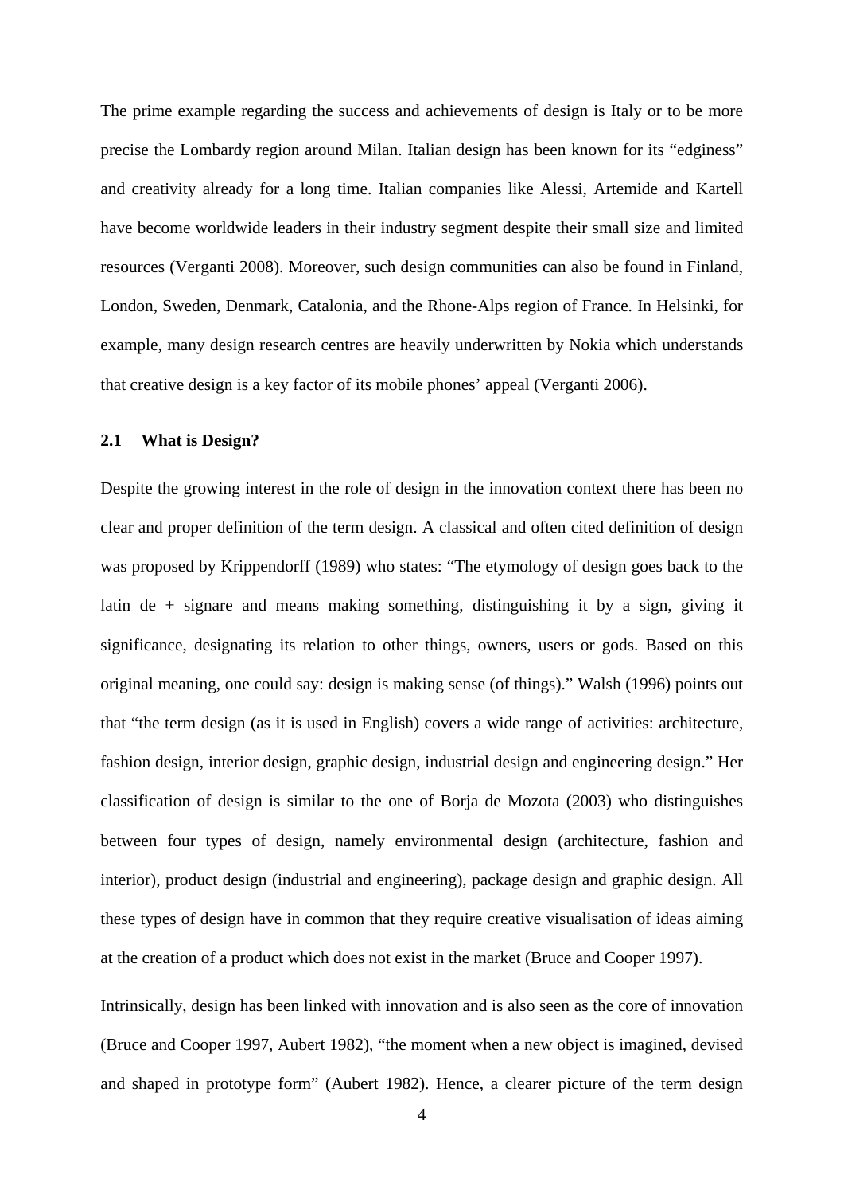The prime example regarding the success and achievements of design is Italy or to be more precise the Lombardy region around Milan. Italian design has been known for its "edginess" and creativity already for a long time. Italian companies like Alessi, Artemide and Kartell have become worldwide leaders in their industry segment despite their small size and limited resources (Verganti 2008). Moreover, such design communities can also be found in Finland, London, Sweden, Denmark, Catalonia, and the Rhone-Alps region of France. In Helsinki, for example, many design research centres are heavily underwritten by Nokia which understands that creative design is a key factor of its mobile phones' appeal (Verganti 2006).

## 2.1 What is Design?

Despite the growing interest in the role of design in the innovation context there has been no clear and proper definition of the term design. A classical and often cited definition of design was proposed by Krippendorff (1989) who states: "The etymology of design goes back to the latin de + signare and means making something, distinguishing it by a sign, giving it significance, designating its relation to other things, owners, users or gods. Based on this original meaning, one could say: design is making sense (of things)." Walsh (1996) points out that "the term design (as it is used in English) covers a wide range of activities: architecture, fashion design, interior design, graphic design, industrial design and engineering design." Her classification of design is similar to the one of Borja de Mozota (2003) who distinguishes between four types of design, namely environmental design (architecture, fashion and interior), product design (industrial and engineering), package design and graphic design. All these types of design have in common that they require creative visualisation of ideas aiming at the creation of a product which does not exist in the market (Bruce and Cooper 1997).

Intrinsically, design has been linked with innovation and is also seen as the core of innovation (Bruce and Cooper 1997, Aubert 1982), "the moment when a new object is imagined, devised and shaped in prototype form" (Aubert 1982). Hence, a clearer picture of the term design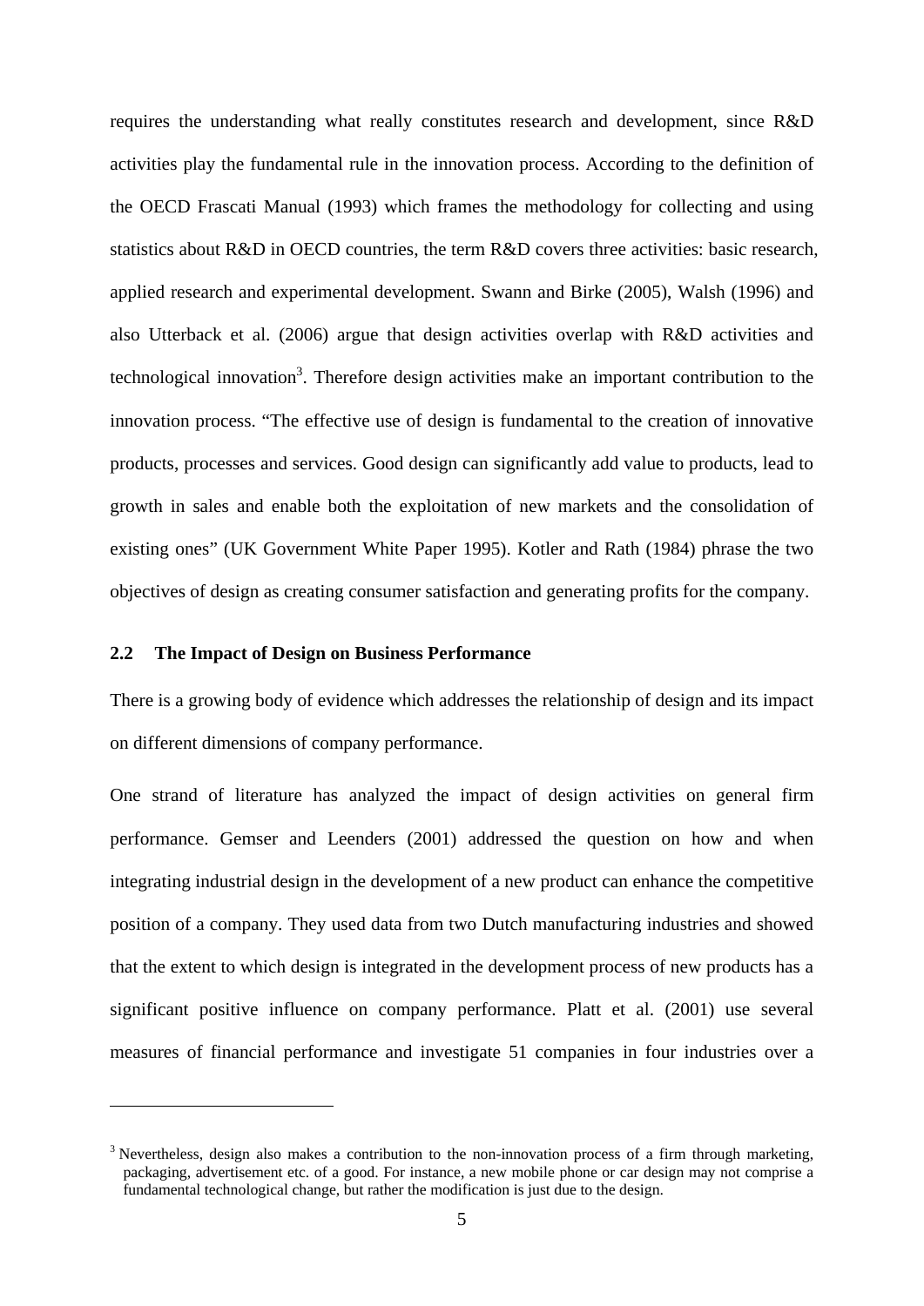requires the understanding what really constitutes research and development, since R&D activities play the fundamental rule in the innovation process. According to the definition of the OECD Frascati Manual (1993) which frames the methodology for collecting and using statistics about R&D in OECD countries, the term R&D covers three activities: basic research, applied research and experimental development. Swann and Birke (2005), Walsh (1996) and also Utterback et al. (2006) argue that design activities overlap with R&D activities and technological innovation[3]. Therefore design activities make an important contribution to the innovation process. "The effective use of design is fundamental to the creation of innovative products, processes and services. Good design can significantly add value to products, lead to growth in sales and enable both the exploitation of new markets and the consolidation of existing ones" (UK Government White Paper 1995). Kotler and Rath (1984) phrase the two objectives of design as creating consumer satisfaction and generating profits for the company.

## 2.2 The Impact of Design on Business Performance

There is a growing body of evidence which addresses the relationship of design and its impact on different dimensions of company performance.

One strand of literature has analyzed the impact of design activities on general firm performance. Gemser and Leenders (2001) addressed the question on how and when integrating industrial design in the development of a new product can enhance the competitive position of a company. They used data from two Dutch manufacturing industries and showed that the extent to which design is integrated in the development process of new products has a significant positive influence on company performance. Platt et al. (2001) use several measures of financial performance and investigate 51 companies in four industries over a

---

[3] Nevertheless, design also makes a contribution to the non-innovation process of a firm through marketing, packaging, advertisement etc. of a good. For instance, a new mobile phone or car design may not comprise a fundamental technological change, but rather the modification is just due to the design.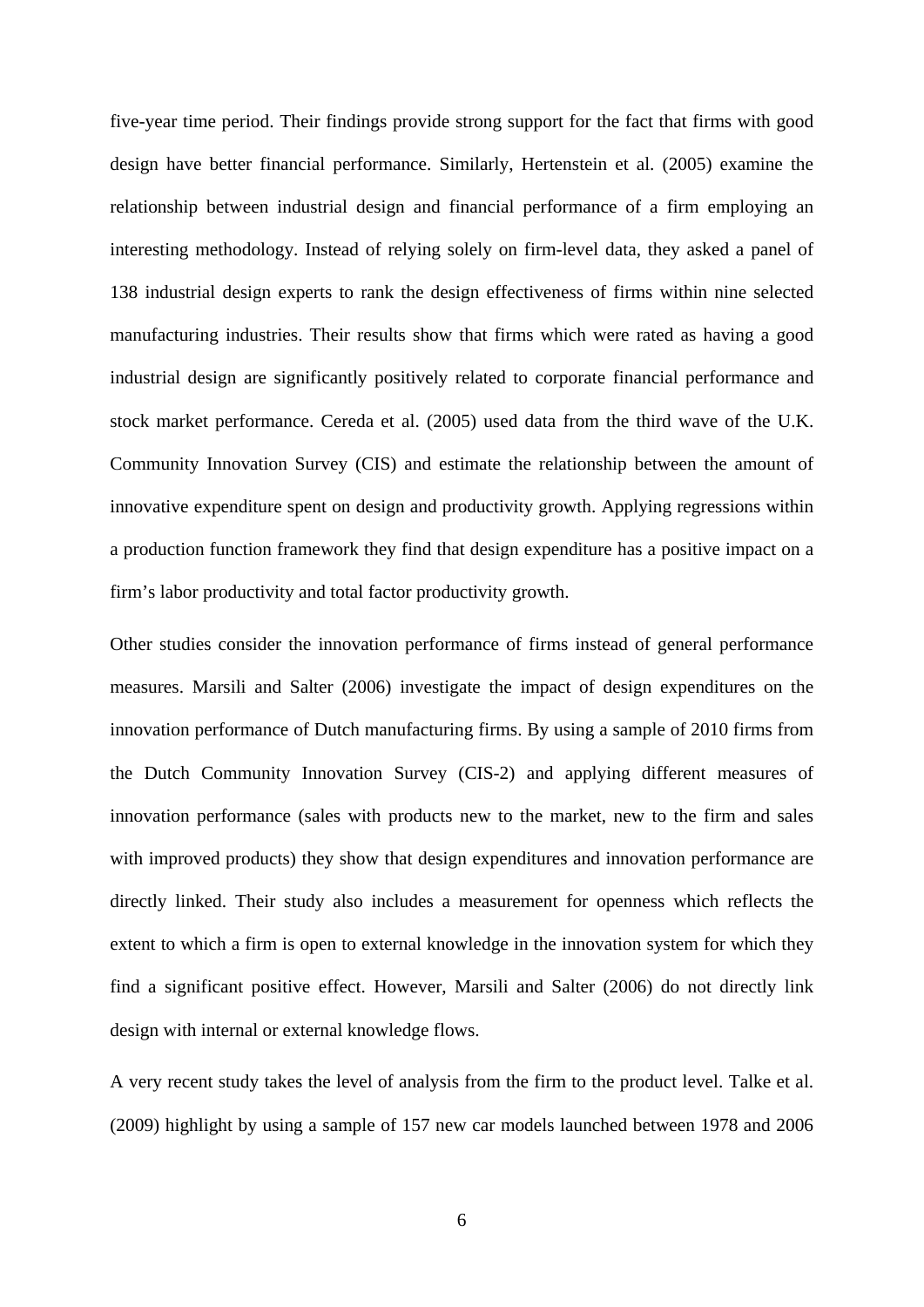five-year time period. Their findings provide strong support for the fact that firms with good design have better financial performance. Similarly, Hertenstein et al. (2005) examine the relationship between industrial design and financial performance of a firm employing an interesting methodology. Instead of relying solely on firm-level data, they asked a panel of 138 industrial design experts to rank the design effectiveness of firms within nine selected manufacturing industries. Their results show that firms which were rated as having a good industrial design are significantly positively related to corporate financial performance and stock market performance. Cereda et al. (2005) used data from the third wave of the U.K. Community Innovation Survey (CIS) and estimate the relationship between the amount of innovative expenditure spent on design and productivity growth. Applying regressions within a production function framework they find that design expenditure has a positive impact on a firm's labor productivity and total factor productivity growth.

Other studies consider the innovation performance of firms instead of general performance measures. Marsili and Salter (2006) investigate the impact of design expenditures on the innovation performance of Dutch manufacturing firms. By using a sample of 2010 firms from the Dutch Community Innovation Survey (CIS-2) and applying different measures of innovation performance (sales with products new to the market, new to the firm and sales with improved products) they show that design expenditures and innovation performance are directly linked. Their study also includes a measurement for openness which reflects the extent to which a firm is open to external knowledge in the innovation system for which they find a significant positive effect. However, Marsili and Salter (2006) do not directly link design with internal or external knowledge flows.

A very recent study takes the level of analysis from the firm to the product level. Talke et al. (2009) highlight by using a sample of 157 new car models launched between 1978 and 2006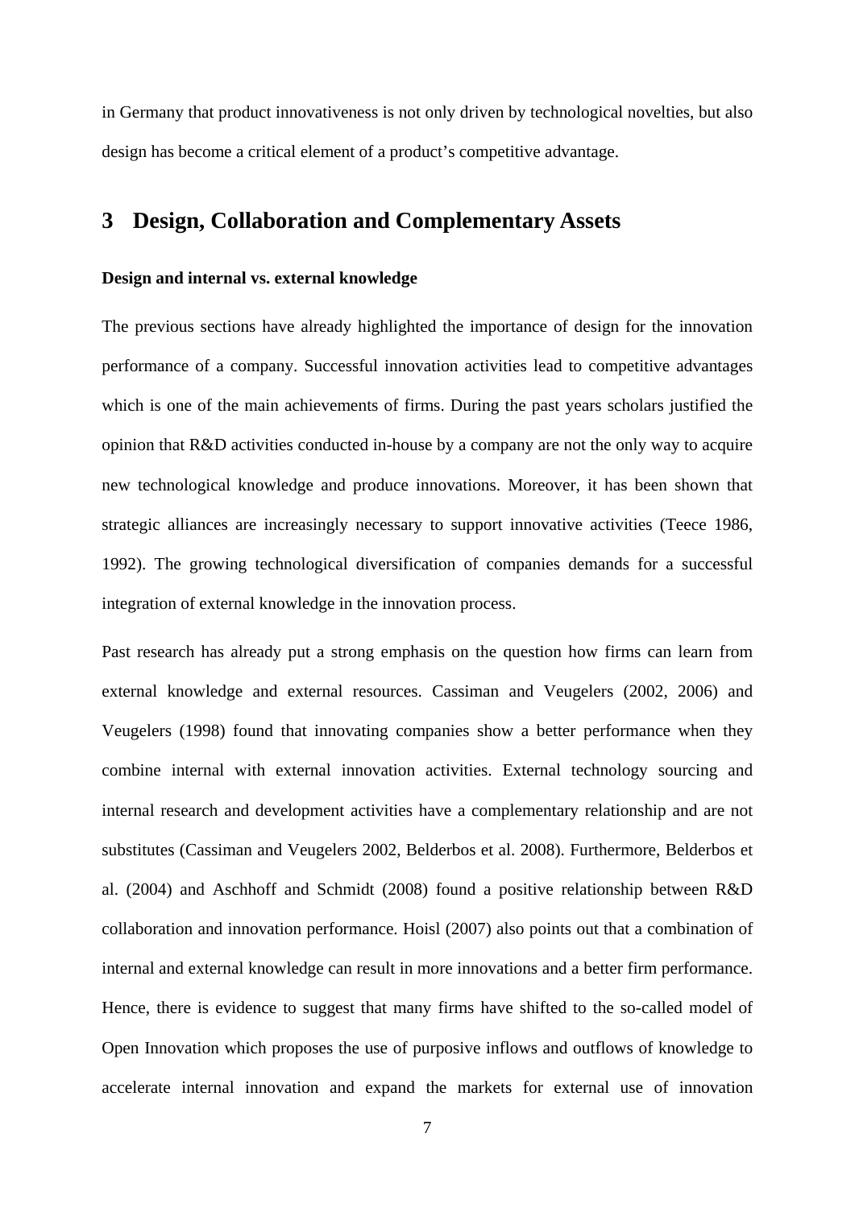in Germany that product innovativeness is not only driven by technological novelties, but also design has become a critical element of a product's competitive advantage.

# 3 Design, Collaboration and Complementary Assets

**Design and internal vs. external knowledge**

The previous sections have already highlighted the importance of design for the innovation performance of a company. Successful innovation activities lead to competitive advantages which is one of the main achievements of firms. During the past years scholars justified the opinion that R&D activities conducted in-house by a company are not the only way to acquire new technological knowledge and produce innovations. Moreover, it has been shown that strategic alliances are increasingly necessary to support innovative activities (Teece 1986, 1992). The growing technological diversification of companies demands for a successful integration of external knowledge in the innovation process.

Past research has already put a strong emphasis on the question how firms can learn from external knowledge and external resources. Cassiman and Veugelers (2002, 2006) and Veugelers (1998) found that innovating companies show a better performance when they combine internal with external innovation activities. External technology sourcing and internal research and development activities have a complementary relationship and are not substitutes (Cassiman and Veugelers 2002, Belderbos et al. 2008). Furthermore, Belderbos et al. (2004) and Aschhoff and Schmidt (2008) found a positive relationship between R&D collaboration and innovation performance. Hoisl (2007) also points out that a combination of internal and external knowledge can result in more innovations and a better firm performance. Hence, there is evidence to suggest that many firms have shifted to the so-called model of Open Innovation which proposes the use of purposive inflows and outflows of knowledge to accelerate internal innovation and expand the markets for external use of innovation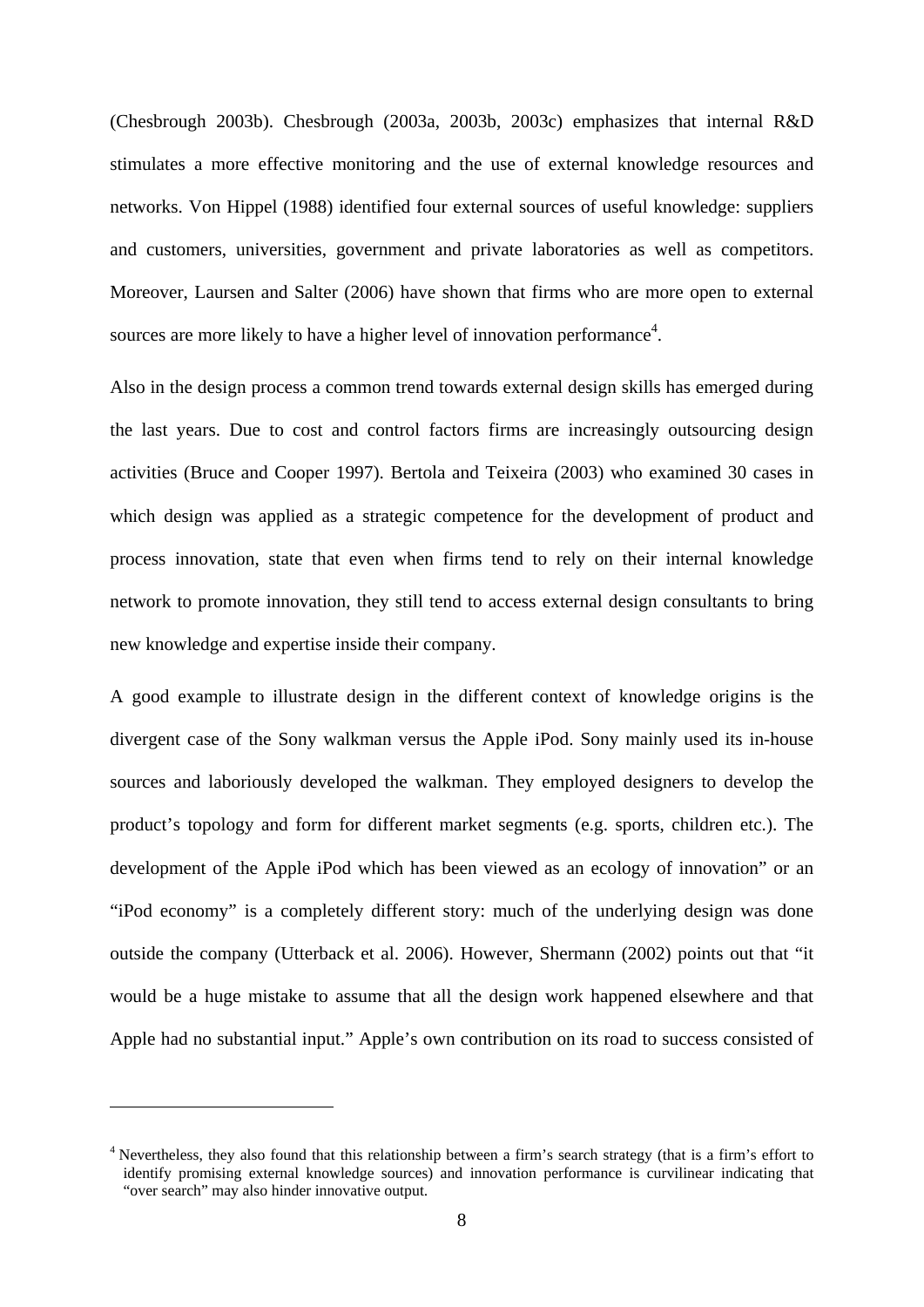(Chesbrough 2003b). Chesbrough (2003a, 2003b, 2003c) emphasizes that internal R&D stimulates a more effective monitoring and the use of external knowledge resources and networks. Von Hippel (1988) identified four external sources of useful knowledge: suppliers and customers, universities, government and private laboratories as well as competitors. Moreover, Laursen and Salter (2006) have shown that firms who are more open to external sources are more likely to have a higher level of innovation performance[4].

Also in the design process a common trend towards external design skills has emerged during the last years. Due to cost and control factors firms are increasingly outsourcing design activities (Bruce and Cooper 1997). Bertola and Teixeira (2003) who examined 30 cases in which design was applied as a strategic competence for the development of product and process innovation, state that even when firms tend to rely on their internal knowledge network to promote innovation, they still tend to access external design consultants to bring new knowledge and expertise inside their company.

A good example to illustrate design in the different context of knowledge origins is the divergent case of the Sony walkman versus the Apple iPod. Sony mainly used its in-house sources and laboriously developed the walkman. They employed designers to develop the product's topology and form for different market segments (e.g. sports, children etc.). The development of the Apple iPod which has been viewed as an ecology of innovation" or an "iPod economy" is a completely different story: much of the underlying design was done outside the company (Utterback et al. 2006). However, Shermann (2002) points out that "it would be a huge mistake to assume that all the design work happened elsewhere and that Apple had no substantial input." Apple's own contribution on its road to success consisted of

[4] Nevertheless, they also found that this relationship between a firm's search strategy (that is a firm's effort to identify promising external knowledge sources) and innovation performance is curvilinear indicating that "over search" may also hinder innovative output.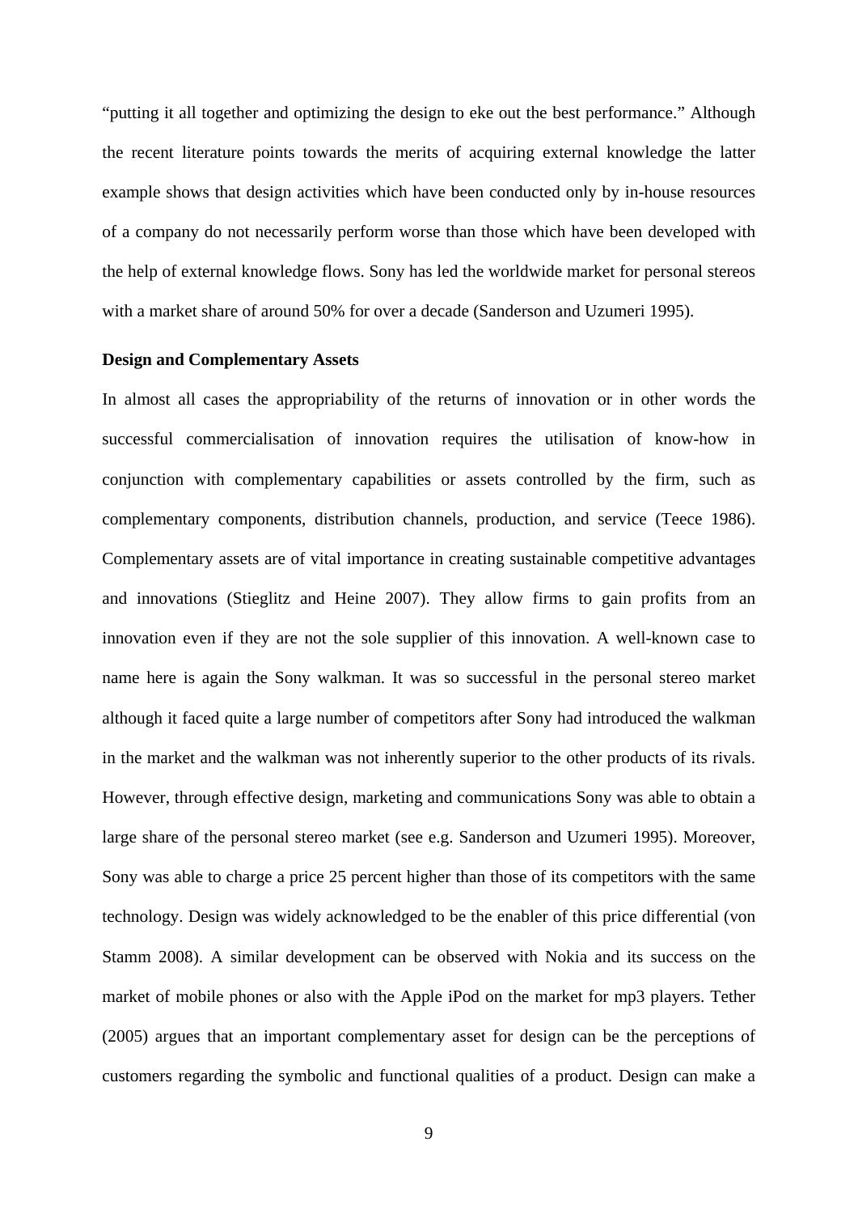"putting it all together and optimizing the design to eke out the best performance." Although the recent literature points towards the merits of acquiring external knowledge the latter example shows that design activities which have been conducted only by in-house resources of a company do not necessarily perform worse than those which have been developed with the help of external knowledge flows. Sony has led the worldwide market for personal stereos with a market share of around 50% for over a decade (Sanderson and Uzumeri 1995).

**Design and Complementary Assets**

In almost all cases the appropriability of the returns of innovation or in other words the successful commercialisation of innovation requires the utilisation of know-how in conjunction with complementary capabilities or assets controlled by the firm, such as complementary components, distribution channels, production, and service (Teece 1986). Complementary assets are of vital importance in creating sustainable competitive advantages and innovations (Stieglitz and Heine 2007). They allow firms to gain profits from an innovation even if they are not the sole supplier of this innovation. A well-known case to name here is again the Sony walkman. It was so successful in the personal stereo market although it faced quite a large number of competitors after Sony had introduced the walkman in the market and the walkman was not inherently superior to the other products of its rivals. However, through effective design, marketing and communications Sony was able to obtain a large share of the personal stereo market (see e.g. Sanderson and Uzumeri 1995). Moreover, Sony was able to charge a price 25 percent higher than those of its competitors with the same technology. Design was widely acknowledged to be the enabler of this price differential (von Stamm 2008). A similar development can be observed with Nokia and its success on the market of mobile phones or also with the Apple iPod on the market for mp3 players. Tether (2005) argues that an important complementary asset for design can be the perceptions of customers regarding the symbolic and functional qualities of a product. Design can make a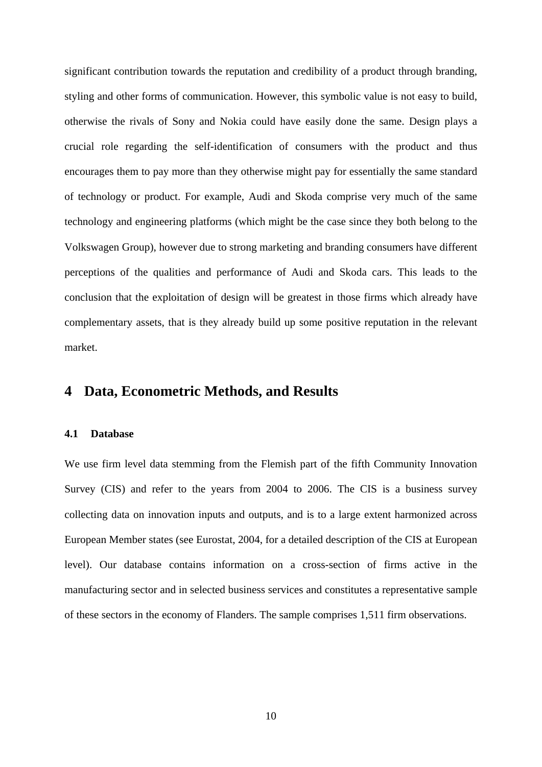significant contribution towards the reputation and credibility of a product through branding, styling and other forms of communication. However, this symbolic value is not easy to build, otherwise the rivals of Sony and Nokia could have easily done the same. Design plays a crucial role regarding the self-identification of consumers with the product and thus encourages them to pay more than they otherwise might pay for essentially the same standard of technology or product. For example, Audi and Skoda comprise very much of the same technology and engineering platforms (which might be the case since they both belong to the Volkswagen Group), however due to strong marketing and branding consumers have different perceptions of the qualities and performance of Audi and Skoda cars. This leads to the conclusion that the exploitation of design will be greatest in those firms which already have complementary assets, that is they already build up some positive reputation in the relevant market.

# 4 Data, Econometric Methods, and Results

### 4.1 Database

We use firm level data stemming from the Flemish part of the fifth Community Innovation Survey (CIS) and refer to the years from 2004 to 2006. The CIS is a business survey collecting data on innovation inputs and outputs, and is to a large extent harmonized across European Member states (see Eurostat, 2004, for a detailed description of the CIS at European level). Our database contains information on a cross-section of firms active in the manufacturing sector and in selected business services and constitutes a representative sample of these sectors in the economy of Flanders. The sample comprises 1,511 firm observations.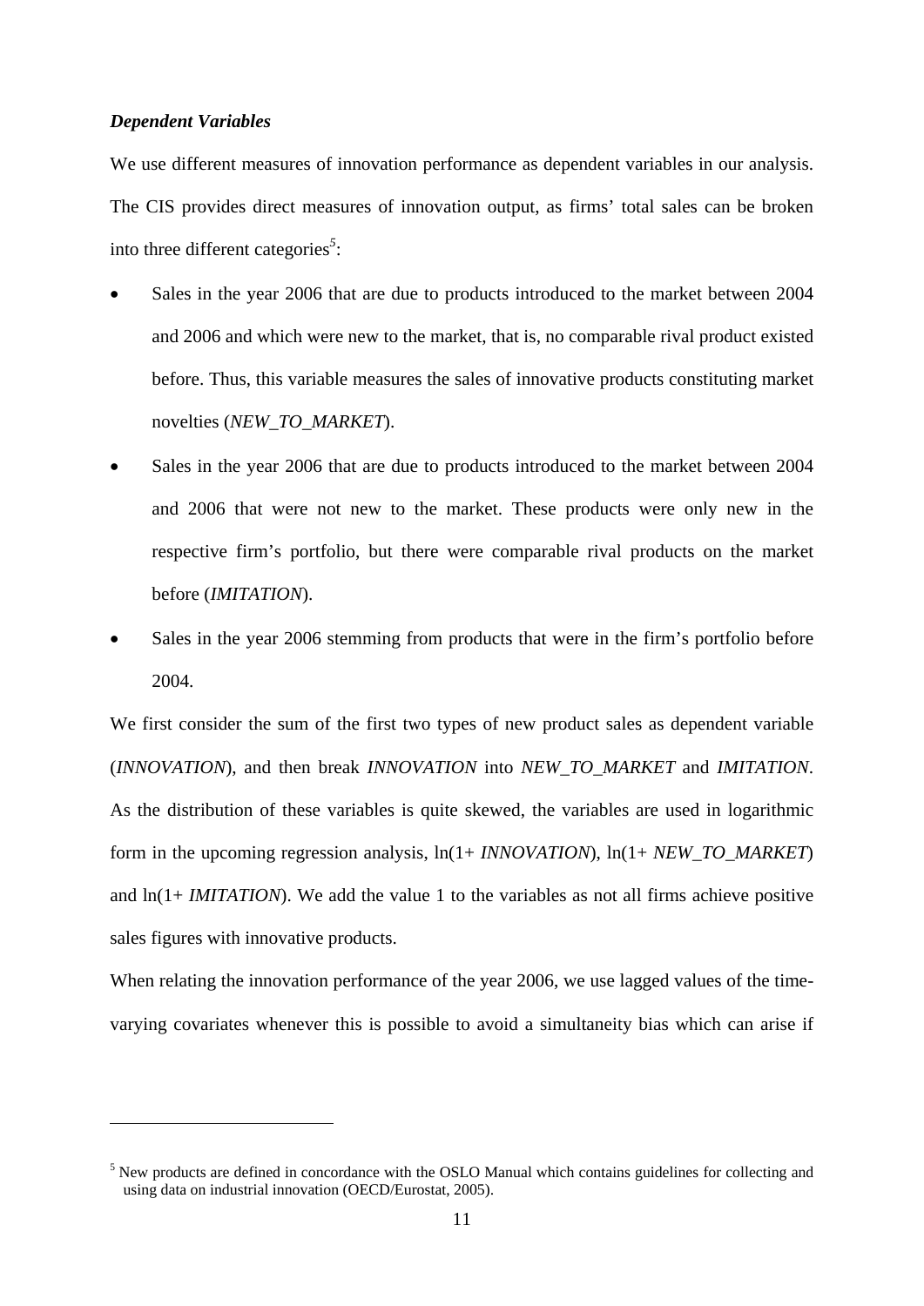***Dependent Variables***

We use different measures of innovation performance as dependent variables in our analysis. The CIS provides direct measures of innovation output, as firms' total sales can be broken into three different categories[5]:

- Sales in the year 2006 that are due to products introduced to the market between 2004 and 2006 and which were new to the market, that is, no comparable rival product existed before. Thus, this variable measures the sales of innovative products constituting market novelties (*NEW_TO_MARKET*).
- Sales in the year 2006 that are due to products introduced to the market between 2004 and 2006 that were not new to the market. These products were only new in the respective firm's portfolio, but there were comparable rival products on the market before (*IMITATION*).
- Sales in the year 2006 stemming from products that were in the firm's portfolio before 2004.

We first consider the sum of the first two types of new product sales as dependent variable (*INNOVATION*), and then break *INNOVATION* into *NEW_TO_MARKET* and *IMITATION*. As the distribution of these variables is quite skewed, the variables are used in logarithmic form in the upcoming regression analysis, ln(1+ *INNOVATION*), ln(1+ *NEW_TO_MARKET*) and ln(1+ *IMITATION*). We add the value 1 to the variables as not all firms achieve positive sales figures with innovative products.

When relating the innovation performance of the year 2006, we use lagged values of the time-varying covariates whenever this is possible to avoid a simultaneity bias which can arise if

---

[5] New products are defined in concordance with the OSLO Manual which contains guidelines for collecting and using data on industrial innovation (OECD/Eurostat, 2005).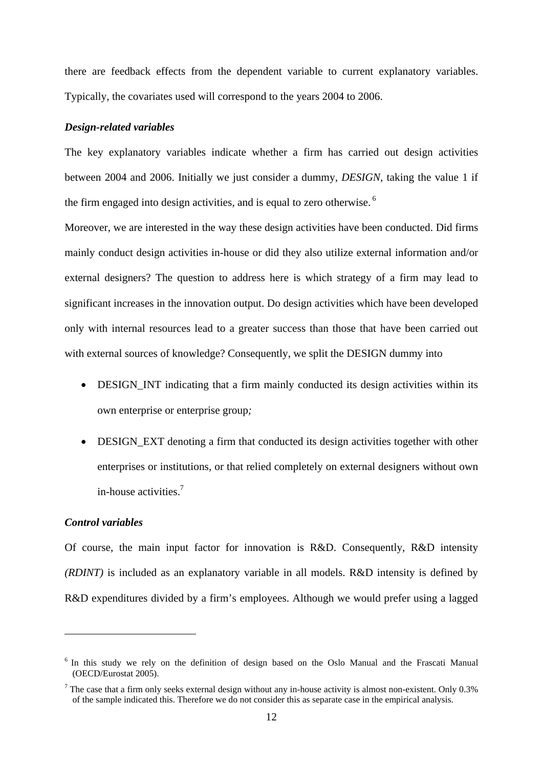there are feedback effects from the dependent variable to current explanatory variables. Typically, the covariates used will correspond to the years 2004 to 2006.

### *Design-related variables*

The key explanatory variables indicate whether a firm has carried out design activities between 2004 and 2006. Initially we just consider a dummy, *DESIGN*, taking the value 1 if the firm engaged into design activities, and is equal to zero otherwise.[6]

Moreover, we are interested in the way these design activities have been conducted. Did firms mainly conduct design activities in-house or did they also utilize external information and/or external designers? The question to address here is which strategy of a firm may lead to significant increases in the innovation output. Do design activities which have been developed only with internal resources lead to a greater success than those that have been carried out with external sources of knowledge? Consequently, we split the DESIGN dummy into

- DESIGN_INT indicating that a firm mainly conducted its design activities within its own enterprise or enterprise group*;*
- DESIGN_EXT denoting a firm that conducted its design activities together with other enterprises or institutions, or that relied completely on external designers without own in-house activities.[7]

### *Control variables*

Of course, the main input factor for innovation is R&D. Consequently, R&D intensity *(RDINT)* is included as an explanatory variable in all models. R&D intensity is defined by R&D expenditures divided by a firm's employees. Although we would prefer using a lagged

---

[6] In this study we rely on the definition of design based on the Oslo Manual and the Frascati Manual (OECD/Eurostat 2005).

[7] The case that a firm only seeks external design without any in-house activity is almost non-existent. Only 0.3% of the sample indicated this. Therefore we do not consider this as separate case in the empirical analysis.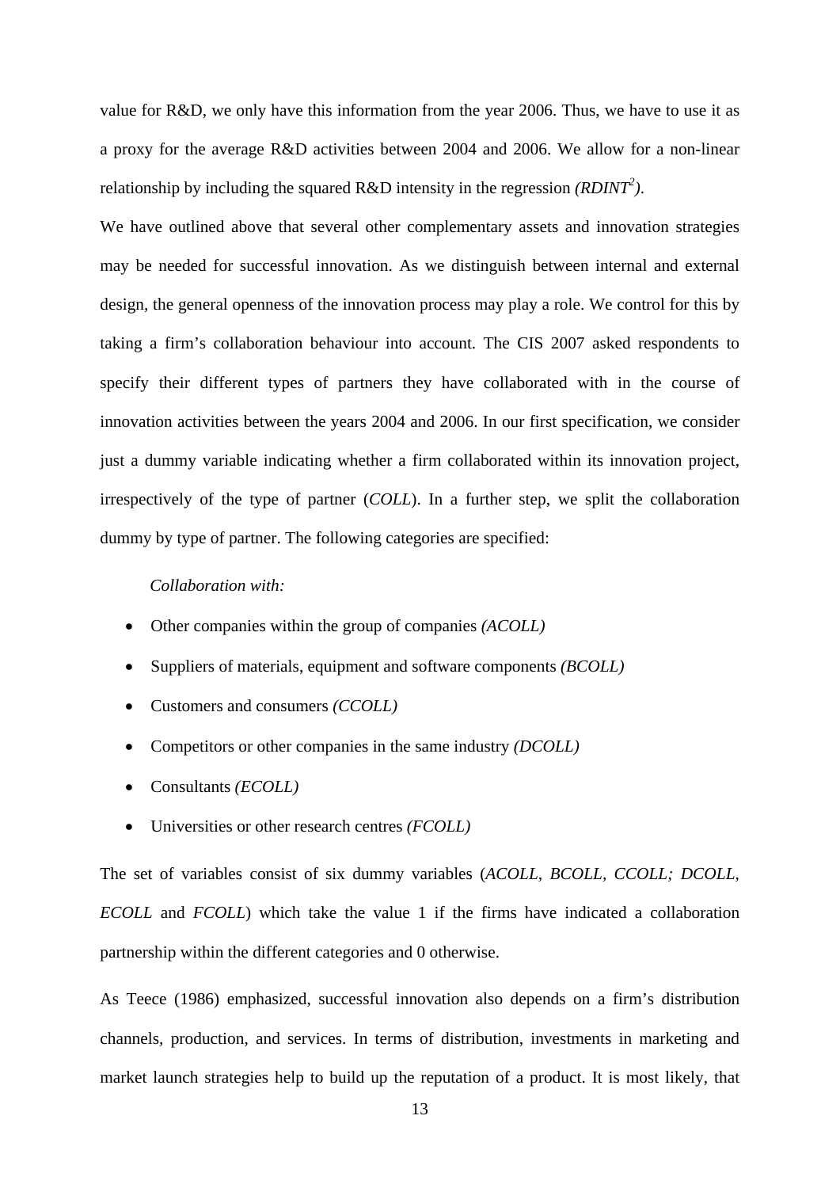value for R&D, we only have this information from the year 2006. Thus, we have to use it as a proxy for the average R&D activities between 2004 and 2006. We allow for a non-linear relationship by including the squared R&D intensity in the regression *($RDINT^2$)*.

We have outlined above that several other complementary assets and innovation strategies may be needed for successful innovation. As we distinguish between internal and external design, the general openness of the innovation process may play a role. We control for this by taking a firm's collaboration behaviour into account. The CIS 2007 asked respondents to specify their different types of partners they have collaborated with in the course of innovation activities between the years 2004 and 2006. In our first specification, we consider just a dummy variable indicating whether a firm collaborated within its innovation project, irrespectively of the type of partner (*COLL*). In a further step, we split the collaboration dummy by type of partner. The following categories are specified:

*Collaboration with:*

- Other companies within the group of companies *(ACOLL)*
- Suppliers of materials, equipment and software components *(BCOLL)*
- Customers and consumers *(CCOLL)*
- Competitors or other companies in the same industry *(DCOLL)*
- Consultants *(ECOLL)*
- Universities or other research centres *(FCOLL)*

The set of variables consist of six dummy variables (*ACOLL*, *BCOLL*, *CCOLL; DCOLL*, *ECOLL* and *FCOLL*) which take the value 1 if the firms have indicated a collaboration partnership within the different categories and 0 otherwise.

As Teece (1986) emphasized, successful innovation also depends on a firm's distribution channels, production, and services. In terms of distribution, investments in marketing and market launch strategies help to build up the reputation of a product. It is most likely, that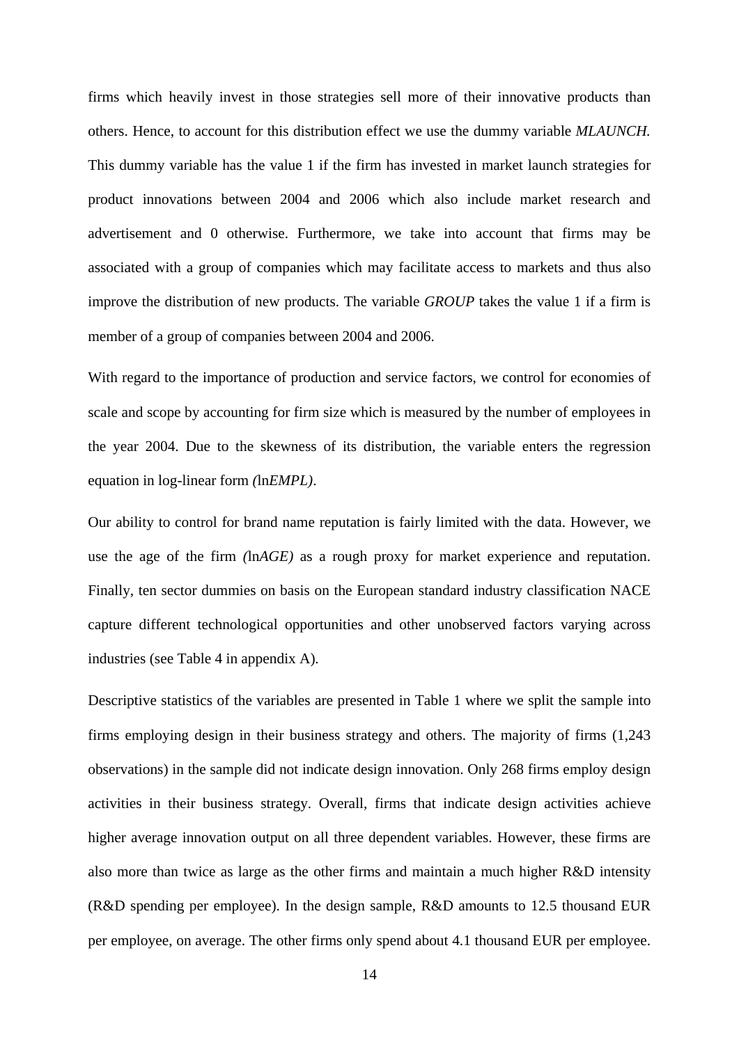firms which heavily invest in those strategies sell more of their innovative products than others. Hence, to account for this distribution effect we use the dummy variable *MLAUNCH.* This dummy variable has the value 1 if the firm has invested in market launch strategies for product innovations between 2004 and 2006 which also include market research and advertisement and 0 otherwise. Furthermore, we take into account that firms may be associated with a group of companies which may facilitate access to markets and thus also improve the distribution of new products. The variable *GROUP* takes the value 1 if a firm is member of a group of companies between 2004 and 2006.

With regard to the importance of production and service factors, we control for economies of scale and scope by accounting for firm size which is measured by the number of employees in the year 2004. Due to the skewness of its distribution, the variable enters the regression equation in log-linear form *(*ln*EMPL)*.

Our ability to control for brand name reputation is fairly limited with the data. However, we use the age of the firm *(*ln*AGE)* as a rough proxy for market experience and reputation. Finally, ten sector dummies on basis on the European standard industry classification NACE capture different technological opportunities and other unobserved factors varying across industries (see Table 4 in appendix A).

Descriptive statistics of the variables are presented in Table 1 where we split the sample into firms employing design in their business strategy and others. The majority of firms (1,243 observations) in the sample did not indicate design innovation. Only 268 firms employ design activities in their business strategy. Overall, firms that indicate design activities achieve higher average innovation output on all three dependent variables. However, these firms are also more than twice as large as the other firms and maintain a much higher R&D intensity (R&D spending per employee). In the design sample, R&D amounts to 12.5 thousand EUR per employee, on average. The other firms only spend about 4.1 thousand EUR per employee.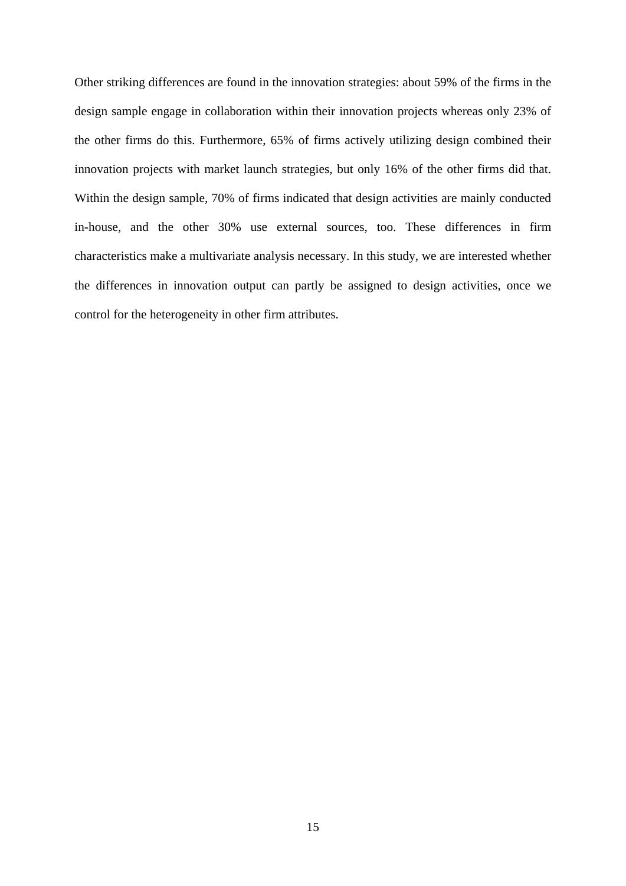Other striking differences are found in the innovation strategies: about 59% of the firms in the design sample engage in collaboration within their innovation projects whereas only 23% of the other firms do this. Furthermore, 65% of firms actively utilizing design combined their innovation projects with market launch strategies, but only 16% of the other firms did that. Within the design sample, 70% of firms indicated that design activities are mainly conducted in-house, and the other 30% use external sources, too. These differences in firm characteristics make a multivariate analysis necessary. In this study, we are interested whether the differences in innovation output can partly be assigned to design activities, once we control for the heterogeneity in other firm attributes.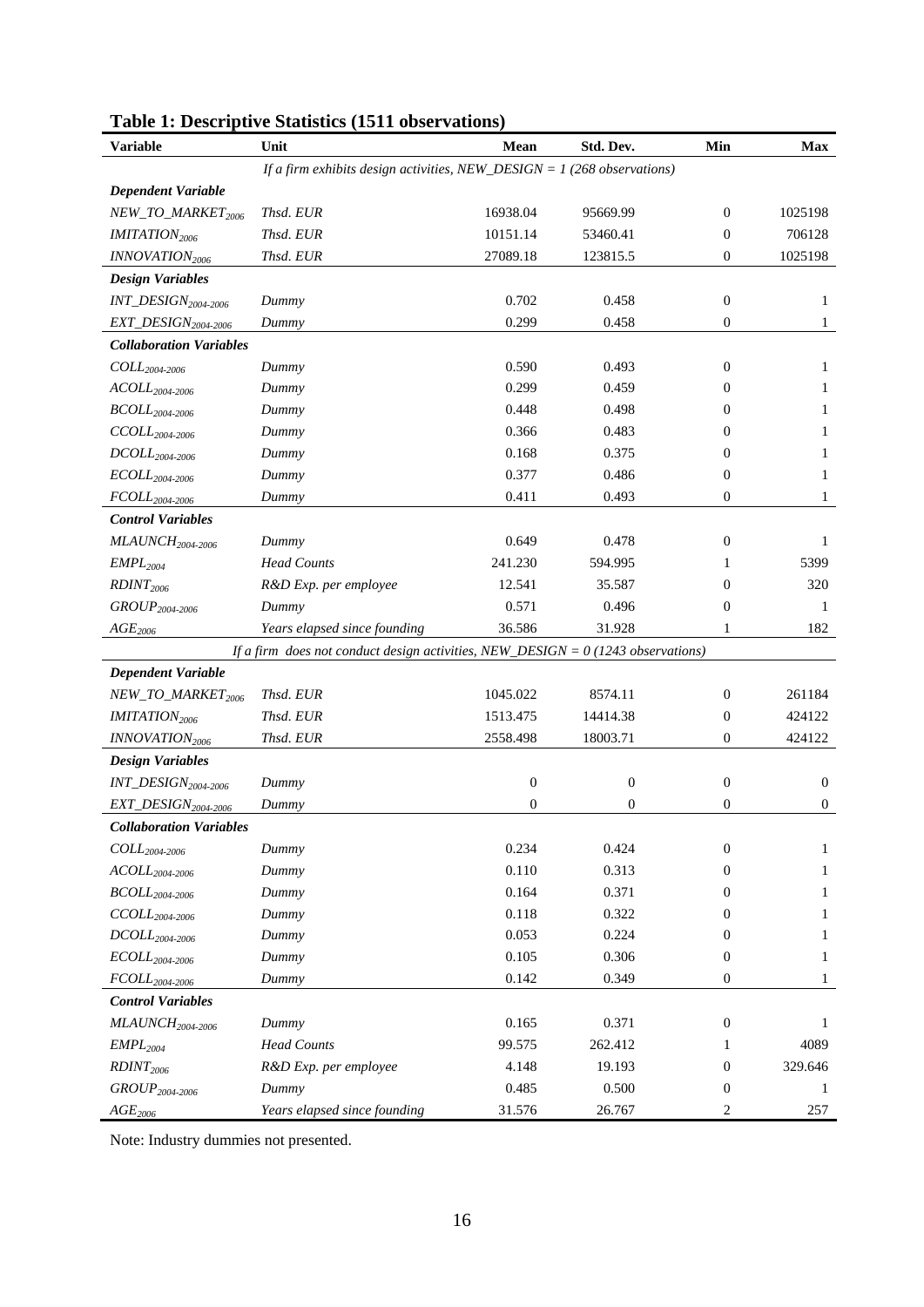**Table 1: Descriptive Statistics (1511 observations)**

| Variable | Unit | Mean | Std. Dev. | Min | Max |
|---|---|---|---|---|---|
| | *If a firm exhibits design activities, NEW_DESIGN = 1 (268 observations)* | | | | |
| ***Dependent Variable*** | | | | | |
| *$NEW\_TO\_MARKET_{2006}$* | *Thsd. EUR* | 16938.04 | 95669.99 | 0 | 1025198 |
| *$IMITATION_{2006}$* | *Thsd. EUR* | 10151.14 | 53460.41 | 0 | 706128 |
| *$INNOVATION_{2006}$* | *Thsd. EUR* | 27089.18 | 123815.5 | 0 | 1025198 |
| ***Design Variables*** | | | | | |
| *$INT\_DESIGN_{2004\text{-}2006}$* | *Dummy* | 0.702 | 0.458 | 0 | 1 |
| *$EXT\_DESIGN_{2004\text{-}2006}$* | *Dummy* | 0.299 | 0.458 | 0 | 1 |
| ***Collaboration Variables*** | | | | | |
| *$COLL_{2004\text{-}2006}$* | *Dummy* | 0.590 | 0.493 | 0 | 1 |
| *$ACOLL_{2004\text{-}2006}$* | *Dummy* | 0.299 | 0.459 | 0 | 1 |
| *$BCOLL_{2004\text{-}2006}$* | *Dummy* | 0.448 | 0.498 | 0 | 1 |
| *$CCOLL_{2004\text{-}2006}$* | *Dummy* | 0.366 | 0.483 | 0 | 1 |
| *$DCOLL_{2004\text{-}2006}$* | *Dummy* | 0.168 | 0.375 | 0 | 1 |
| *$ECOLL_{2004\text{-}2006}$* | *Dummy* | 0.377 | 0.486 | 0 | 1 |
| *$FCOLL_{2004\text{-}2006}$* | *Dummy* | 0.411 | 0.493 | 0 | 1 |
| ***Control Variables*** | | | | | |
| *$MLAUNCH_{2004\text{-}2006}$* | *Dummy* | 0.649 | 0.478 | 0 | 1 |
| *$EMPL_{2004}$* | *Head Counts* | 241.230 | 594.995 | 1 | 5399 |
| *$RDINT_{2006}$* | *R&D Exp. per employee* | 12.541 | 35.587 | 0 | 320 |
| *$GROUP_{2004\text{-}2006}$* | *Dummy* | 0.571 | 0.496 | 0 | 1 |
| *$AGE_{2006}$* | *Years elapsed since founding* | 36.586 | 31.928 | 1 | 182 |
| | *If a firm does not conduct design activities, NEW_DESIGN = 0 (1243 observations)* | | | | |
| ***Dependent Variable*** | | | | | |
| *$NEW\_TO\_MARKET_{2006}$* | *Thsd. EUR* | 1045.022 | 8574.11 | 0 | 261184 |
| *$IMITATION_{2006}$* | *Thsd. EUR* | 1513.475 | 14414.38 | 0 | 424122 |
| *$INNOVATION_{2006}$* | *Thsd. EUR* | 2558.498 | 18003.71 | 0 | 424122 |
| ***Design Variables*** | | | | | |
| *$INT\_DESIGN_{2004\text{-}2006}$* | *Dummy* | 0 | 0 | 0 | 0 |
| *$EXT\_DESIGN_{2004\text{-}2006}$* | *Dummy* | 0 | 0 | 0 | 0 |
| ***Collaboration Variables*** | | | | | |
| *$COLL_{2004\text{-}2006}$* | *Dummy* | 0.234 | 0.424 | 0 | 1 |
| *$ACOLL_{2004\text{-}2006}$* | *Dummy* | 0.110 | 0.313 | 0 | 1 |
| *$BCOLL_{2004\text{-}2006}$* | *Dummy* | 0.164 | 0.371 | 0 | 1 |
| *$CCOLL_{2004\text{-}2006}$* | *Dummy* | 0.118 | 0.322 | 0 | 1 |
| *$DCOLL_{2004\text{-}2006}$* | *Dummy* | 0.053 | 0.224 | 0 | 1 |
| *$ECOLL_{2004\text{-}2006}$* | *Dummy* | 0.105 | 0.306 | 0 | 1 |
| *$FCOLL_{2004\text{-}2006}$* | *Dummy* | 0.142 | 0.349 | 0 | 1 |
| ***Control Variables*** | | | | | |
| *$MLAUNCH_{2004\text{-}2006}$* | *Dummy* | 0.165 | 0.371 | 0 | 1 |
| *$EMPL_{2004}$* | *Head Counts* | 99.575 | 262.412 | 1 | 4089 |
| *$RDINT_{2006}$* | *R&D Exp. per employee* | 4.148 | 19.193 | 0 | 329.646 |
| *$GROUP_{2004\text{-}2006}$* | *Dummy* | 0.485 | 0.500 | 0 | 1 |
| *$AGE_{2006}$* | *Years elapsed since founding* | 31.576 | 26.767 | 2 | 257 |

Note: Industry dummies not presented.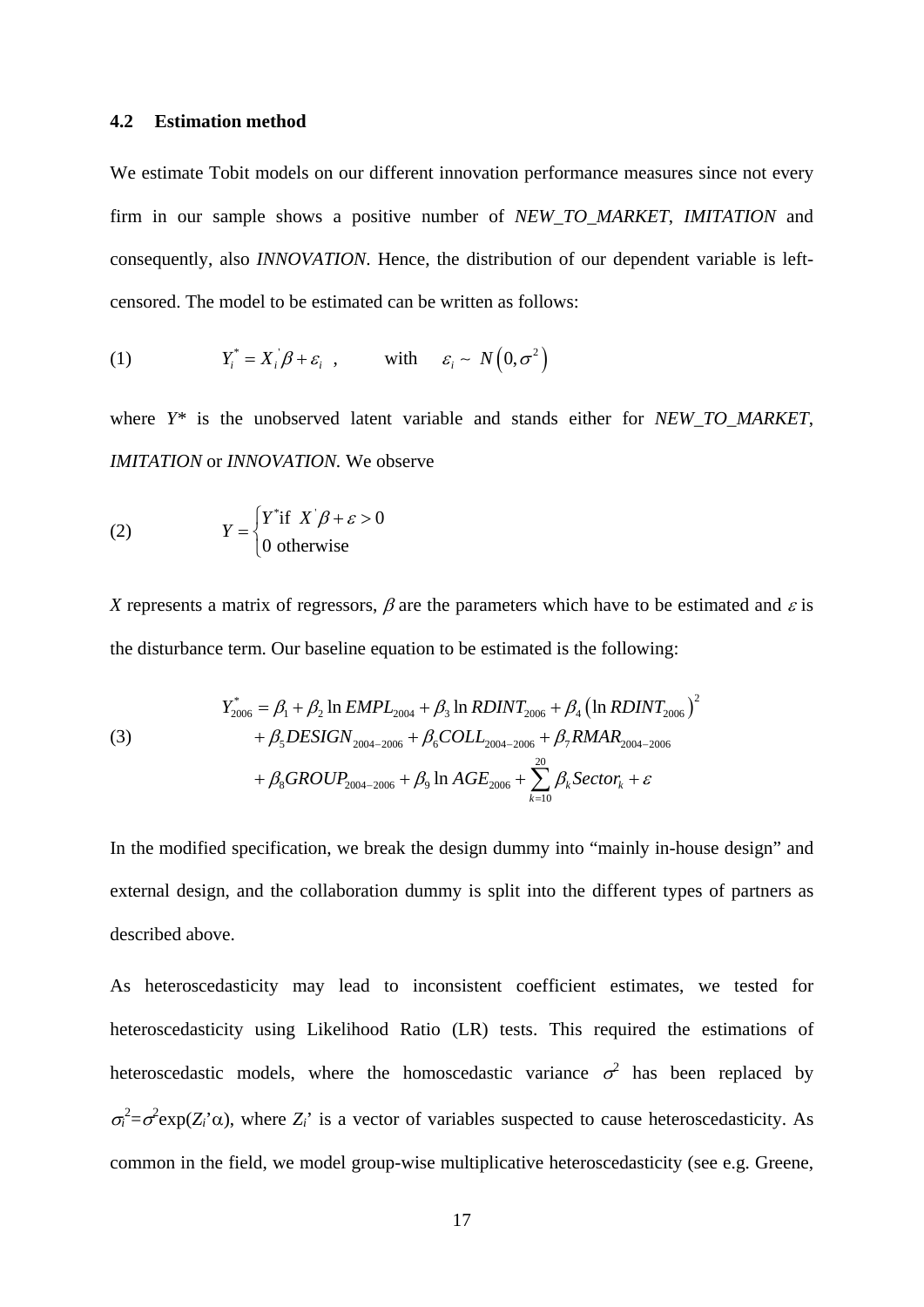### 4.2 Estimation method

We estimate Tobit models on our different innovation performance measures since not every firm in our sample shows a positive number of *NEW_TO_MARKET*, *IMITATION* and consequently, also *INNOVATION*. Hence, the distribution of our dependent variable is left-censored. The model to be estimated can be written as follows:

$$Y_i^* = X_i^{'}\beta + \varepsilon_i \ , \qquad \text{with} \quad \varepsilon_i \sim N\left(0, \sigma^2\right) \tag{1}$$

where $Y^*$ is the unobserved latent variable and stands either for *NEW_TO_MARKET*, *IMITATION* or *INNOVATION*. We observe

$$Y = \begin{cases} Y^* \text{if } X^{'}\beta + \varepsilon > 0 \\ 0 \text{ otherwise} \end{cases} \tag{2}$$

$X$ represents a matrix of regressors, $\beta$ are the parameters which have to be estimated and $\varepsilon$ is the disturbance term. Our baseline equation to be estimated is the following:

$$\begin{aligned} Y_{2006}^* = {} & \beta_1 + \beta_2 \ln EMPL_{2004} + \beta_3 \ln RDINT_{2006} + \beta_4 \left(\ln RDINT_{2006}\right)^2 \\ & + \beta_5 DESIGN_{2004-2006} + \beta_6 COLL_{2004-2006} + \beta_7 RMAR_{2004-2006} \\ & + \beta_8 GROUP_{2004-2006} + \beta_9 \ln AGE_{2006} + \sum_{k=10}^{20} \beta_k Sector_k + \varepsilon \end{aligned} \tag{3}$$

In the modified specification, we break the design dummy into “mainly in-house design” and external design, and the collaboration dummy is split into the different types of partners as described above.

As heteroscedasticity may lead to inconsistent coefficient estimates, we tested for heteroscedasticity using Likelihood Ratio (LR) tests. This required the estimations of heteroscedastic models, where the homoscedastic variance $\sigma^2$ has been replaced by $\sigma_i^2 = \sigma^2 \exp(Z_i'\alpha)$, where $Z_i'$ is a vector of variables suspected to cause heteroscedasticity. As common in the field, we model group-wise multiplicative heteroscedasticity (see e.g. Greene,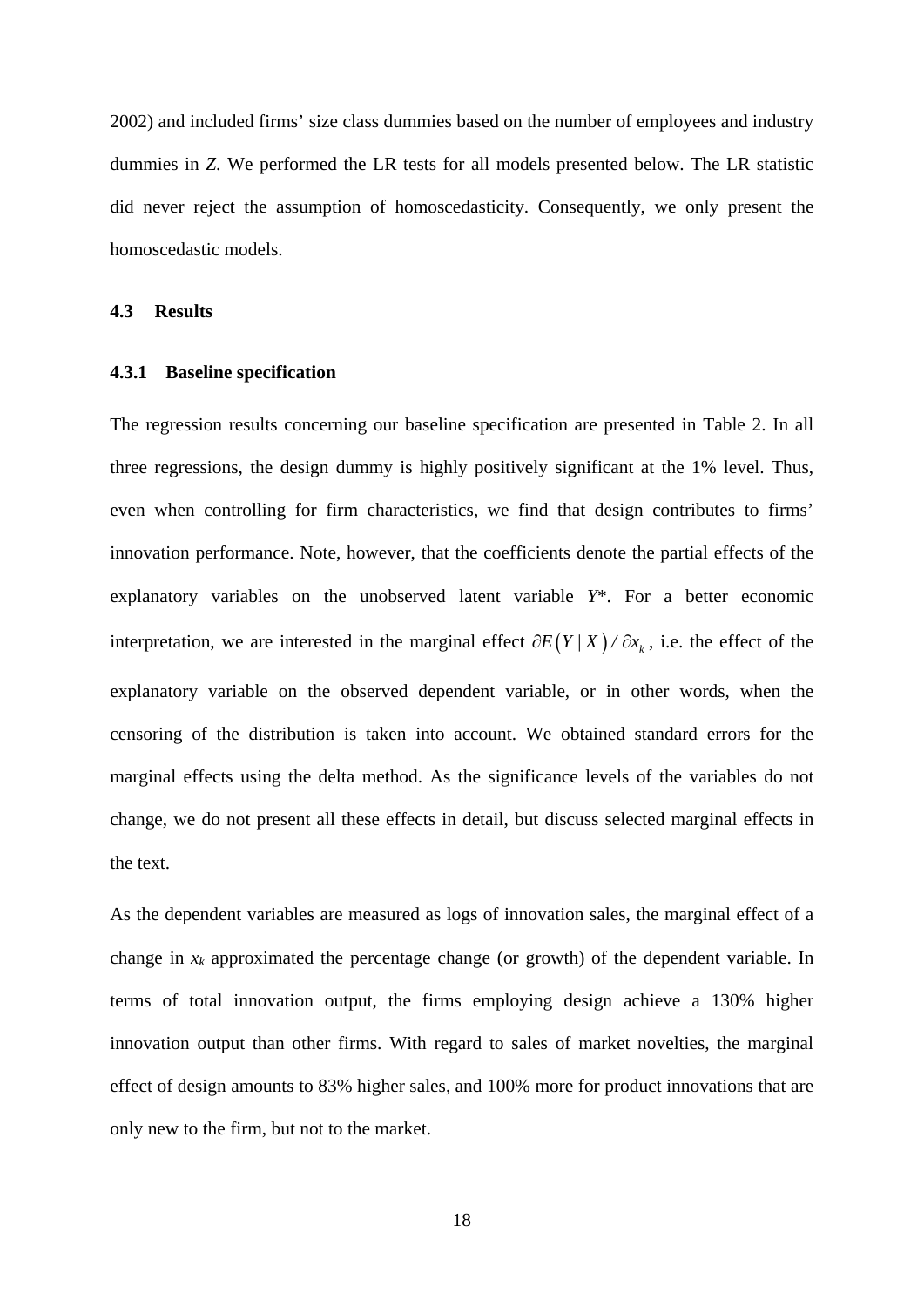2002) and included firms' size class dummies based on the number of employees and industry dummies in *Z*. We performed the LR tests for all models presented below. The LR statistic did never reject the assumption of homoscedasticity. Consequently, we only present the homoscedastic models.

### 4.3 Results

#### 4.3.1 Baseline specification

The regression results concerning our baseline specification are presented in Table 2. In all three regressions, the design dummy is highly positively significant at the 1% level. Thus, even when controlling for firm characteristics, we find that design contributes to firms' innovation performance. Note, however, that the coefficients denote the partial effects of the explanatory variables on the unobserved latent variable $Y^*$. For a better economic interpretation, we are interested in the marginal effect $\partial E(Y \mid X) / \partial x_k$, i.e. the effect of the explanatory variable on the observed dependent variable, or in other words, when the censoring of the distribution is taken into account. We obtained standard errors for the marginal effects using the delta method. As the significance levels of the variables do not change, we do not present all these effects in detail, but discuss selected marginal effects in the text.

As the dependent variables are measured as logs of innovation sales, the marginal effect of a change in $x_k$ approximated the percentage change (or growth) of the dependent variable. In terms of total innovation output, the firms employing design achieve a 130% higher innovation output than other firms. With regard to sales of market novelties, the marginal effect of design amounts to 83% higher sales, and 100% more for product innovations that are only new to the firm, but not to the market.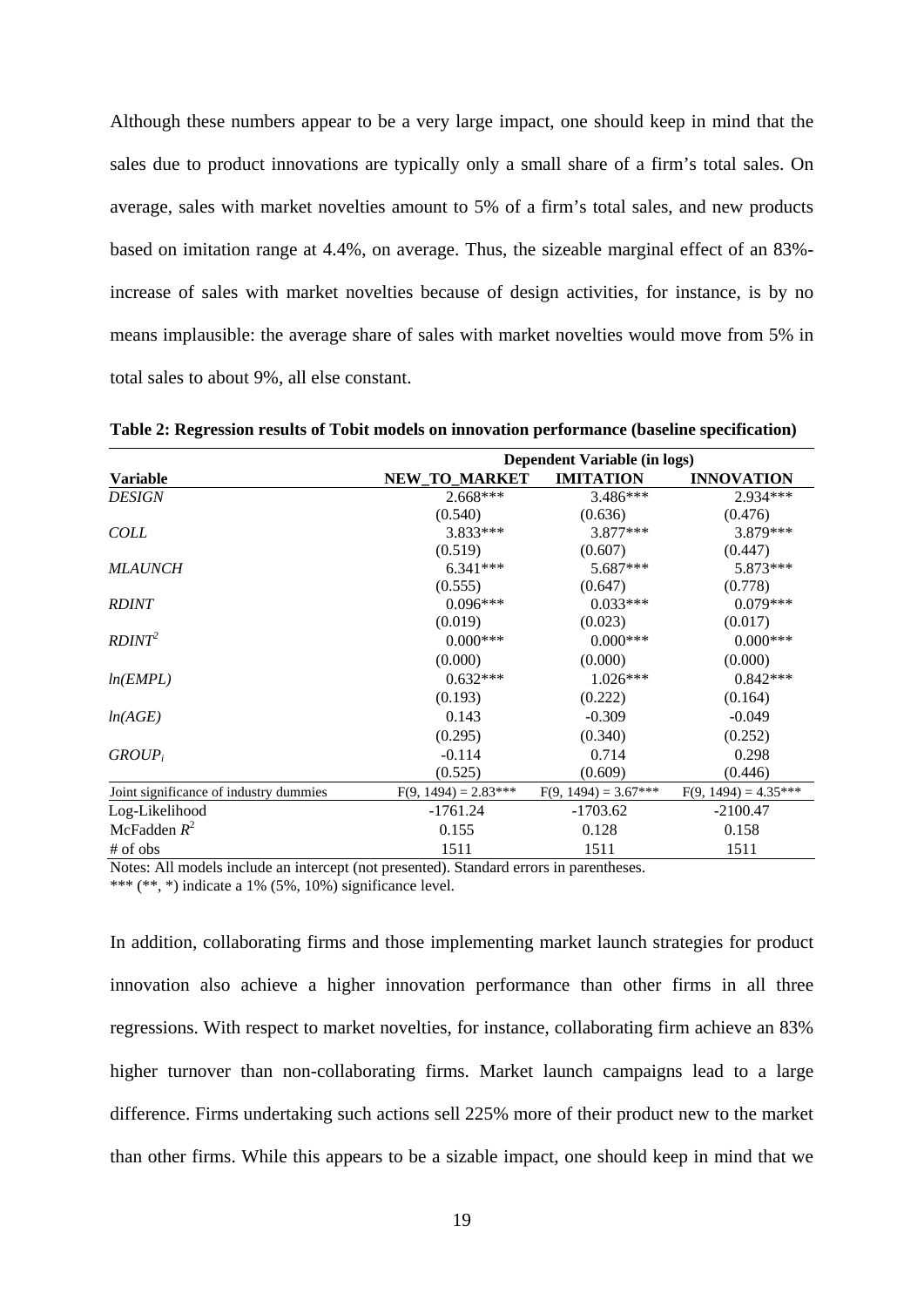Although these numbers appear to be a very large impact, one should keep in mind that the sales due to product innovations are typically only a small share of a firm's total sales. On average, sales with market novelties amount to 5% of a firm's total sales, and new products based on imitation range at 4.4%, on average. Thus, the sizeable marginal effect of an 83%-increase of sales with market novelties because of design activities, for instance, is by no means implausible: the average share of sales with market novelties would move from 5% in total sales to about 9%, all else constant.

**Table 2: Regression results of Tobit models on innovation performance (baseline specification)**

| | Dependent Variable (in logs) | | |
|---|---|---|---|
| **Variable** | **NEW_TO_MARKET** | **IMITATION** | **INNOVATION** |
| *DESIGN* | 2.668*** | 3.486*** | 2.934*** |
| | (0.540) | (0.636) | (0.476) |
| *COLL* | 3.833*** | 3.877*** | 3.879*** |
| | (0.519) | (0.607) | (0.447) |
| *MLAUNCH* | 6.341*** | 5.687*** | 5.873*** |
| | (0.555) | (0.647) | (0.778) |
| *RDINT* | 0.096*** | 0.033*** | 0.079*** |
| | (0.019) | (0.023) | (0.017) |
| $RDINT^2$ | 0.000*** | 0.000*** | 0.000*** |
| | (0.000) | (0.000) | (0.000) |
| *ln(EMPL)* | 0.632*** | 1.026*** | 0.842*** |
| | (0.193) | (0.222) | (0.164) |
| *ln(AGE)* | 0.143 | -0.309 | -0.049 |
| | (0.295) | (0.340) | (0.252) |
| $GROUP_i$ | -0.114 | 0.714 | 0.298 |
| | (0.525) | (0.609) | (0.446) |
| Joint significance of industry dummies | F(9, 1494) = 2.83*** | F(9, 1494) = 3.67*** | F(9, 1494) = 4.35*** |
| Log-Likelihood | -1761.24 | -1703.62 | -2100.47 |
| McFadden $R^2$ | 0.155 | 0.128 | 0.158 |
| # of obs | 1511 | 1511 | 1511 |

Notes: All models include an intercept (not presented). Standard errors in parentheses.
*** (**, *) indicate a 1% (5%, 10%) significance level.

In addition, collaborating firms and those implementing market launch strategies for product innovation also achieve a higher innovation performance than other firms in all three regressions. With respect to market novelties, for instance, collaborating firm achieve an 83% higher turnover than non-collaborating firms. Market launch campaigns lead to a large difference. Firms undertaking such actions sell 225% more of their product new to the market than other firms. While this appears to be a sizable impact, one should keep in mind that we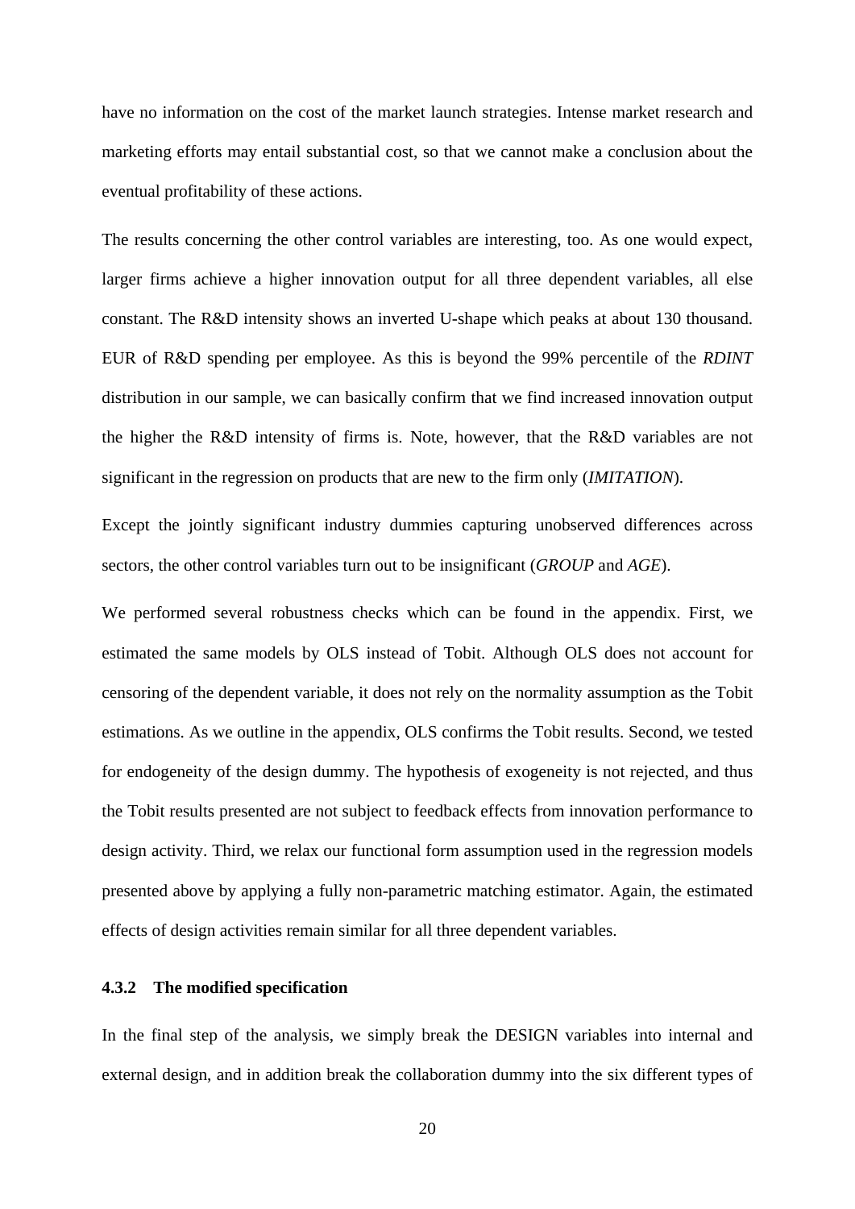have no information on the cost of the market launch strategies. Intense market research and marketing efforts may entail substantial cost, so that we cannot make a conclusion about the eventual profitability of these actions.

The results concerning the other control variables are interesting, too. As one would expect, larger firms achieve a higher innovation output for all three dependent variables, all else constant. The R&D intensity shows an inverted U-shape which peaks at about 130 thousand. EUR of R&D spending per employee. As this is beyond the 99% percentile of the *RDINT* distribution in our sample, we can basically confirm that we find increased innovation output the higher the R&D intensity of firms is. Note, however, that the R&D variables are not significant in the regression on products that are new to the firm only (*IMITATION*).

Except the jointly significant industry dummies capturing unobserved differences across sectors, the other control variables turn out to be insignificant (*GROUP* and *AGE*).

We performed several robustness checks which can be found in the appendix. First, we estimated the same models by OLS instead of Tobit. Although OLS does not account for censoring of the dependent variable, it does not rely on the normality assumption as the Tobit estimations. As we outline in the appendix, OLS confirms the Tobit results. Second, we tested for endogeneity of the design dummy. The hypothesis of exogeneity is not rejected, and thus the Tobit results presented are not subject to feedback effects from innovation performance to design activity. Third, we relax our functional form assumption used in the regression models presented above by applying a fully non-parametric matching estimator. Again, the estimated effects of design activities remain similar for all three dependent variables.

#### 4.3.2 The modified specification

In the final step of the analysis, we simply break the DESIGN variables into internal and external design, and in addition break the collaboration dummy into the six different types of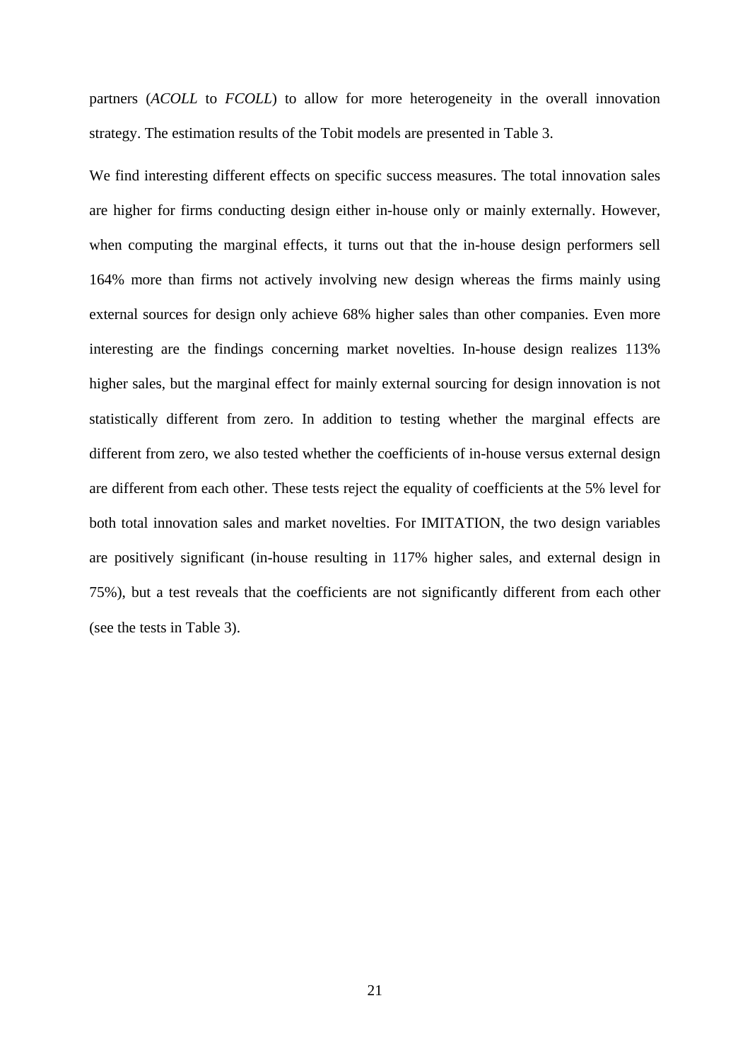partners (*ACOLL* to *FCOLL*) to allow for more heterogeneity in the overall innovation strategy. The estimation results of the Tobit models are presented in Table 3.

We find interesting different effects on specific success measures. The total innovation sales are higher for firms conducting design either in-house only or mainly externally. However, when computing the marginal effects, it turns out that the in-house design performers sell 164% more than firms not actively involving new design whereas the firms mainly using external sources for design only achieve 68% higher sales than other companies. Even more interesting are the findings concerning market novelties. In-house design realizes 113% higher sales, but the marginal effect for mainly external sourcing for design innovation is not statistically different from zero. In addition to testing whether the marginal effects are different from zero, we also tested whether the coefficients of in-house versus external design are different from each other. These tests reject the equality of coefficients at the 5% level for both total innovation sales and market novelties. For IMITATION, the two design variables are positively significant (in-house resulting in 117% higher sales, and external design in 75%), but a test reveals that the coefficients are not significantly different from each other (see the tests in Table 3).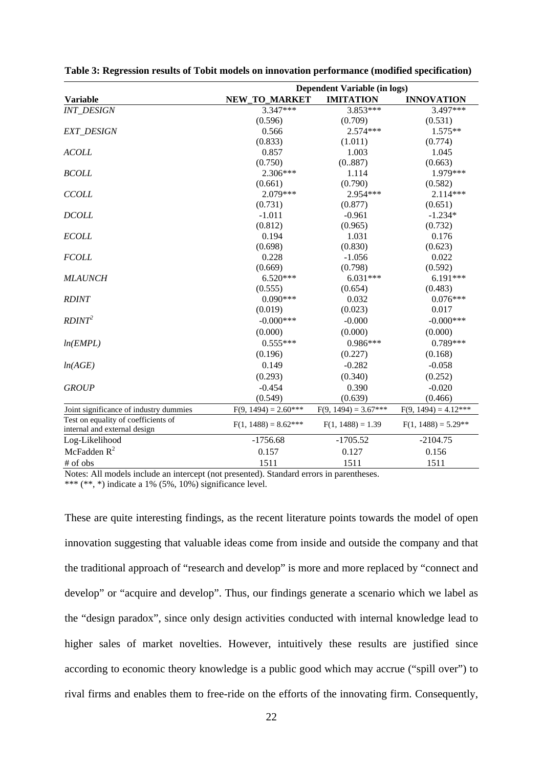**Table 3: Regression results of Tobit models on innovation performance (modified specification)**

| | Dependent Variable (in logs) | | |
|---|---|---|---|
| **Variable** | **NEW_TO_MARKET** | **IMITATION** | **INNOVATION** |
| *INT_DESIGN* | 3.347*** | 3.853*** | 3.497*** |
| | (0.596) | (0.709) | (0.531) |
| *EXT_DESIGN* | 0.566 | 2.574*** | 1.575** |
| | (0.833) | (1.011) | (0.774) |
| *ACOLL* | 0.857 | 1.003 | 1.045 |
| | (0.750) | (0..887) | (0.663) |
| *BCOLL* | 2.306*** | 1.114 | 1.979*** |
| | (0.661) | (0.790) | (0.582) |
| *CCOLL* | 2.079*** | 2.954*** | 2.114*** |
| | (0.731) | (0.877) | (0.651) |
| *DCOLL* | -1.011 | -0.961 | -1.234* |
| | (0.812) | (0.965) | (0.732) |
| *ECOLL* | 0.194 | 1.031 | 0.176 |
| | (0.698) | (0.830) | (0.623) |
| *FCOLL* | 0.228 | -1.056 | 0.022 |
| | (0.669) | (0.798) | (0.592) |
| *MLAUNCH* | 6.520*** | 6.031*** | 6.191*** |
| | (0.555) | (0.654) | (0.483) |
| *RDINT* | 0.090*** | 0.032 | 0.076*** |
| | (0.019) | (0.023) | 0.017 |
| *$RDINT^2$* | -0.000*** | -0.000 | -0.000*** |
| | (0.000) | (0.000) | (0.000) |
| *ln(EMPL)* | 0.555*** | 0.986*** | 0.789*** |
| | (0.196) | (0.227) | (0.168) |
| *ln(AGE)* | 0.149 | -0.282 | -0.058 |
| | (0.293) | (0.340) | (0.252) |
| *GROUP* | -0.454 | 0.390 | -0.020 |
| | (0.549) | (0.639) | (0.466) |
| Joint significance of industry dummies | $F(9, 1494) = 2.60$*** | $F(9, 1494) = 3.67$*** | $F(9, 1494) = 4.12$*** |
| Test on equality of coefficients of internal and external design | $F(1, 1488) = 8.62$*** | $F(1, 1488) = 1.39$ | $F(1, 1488) = 5.29$** |
| Log-Likelihood | -1756.68 | -1705.52 | -2104.75 |
| McFadden $R^2$ | 0.157 | 0.127 | 0.156 |
| # of obs | 1511 | 1511 | 1511 |

Notes: All models include an intercept (not presented). Standard errors in parentheses.
*** (**, *) indicate a 1% (5%, 10%) significance level.

These are quite interesting findings, as the recent literature points towards the model of open innovation suggesting that valuable ideas come from inside and outside the company and that the traditional approach of "research and develop" is more and more replaced by "connect and develop" or "acquire and develop". Thus, our findings generate a scenario which we label as the "design paradox", since only design activities conducted with internal knowledge lead to higher sales of market novelties. However, intuitively these results are justified since according to economic theory knowledge is a public good which may accrue ("spill over") to rival firms and enables them to free-ride on the efforts of the innovating firm. Consequently,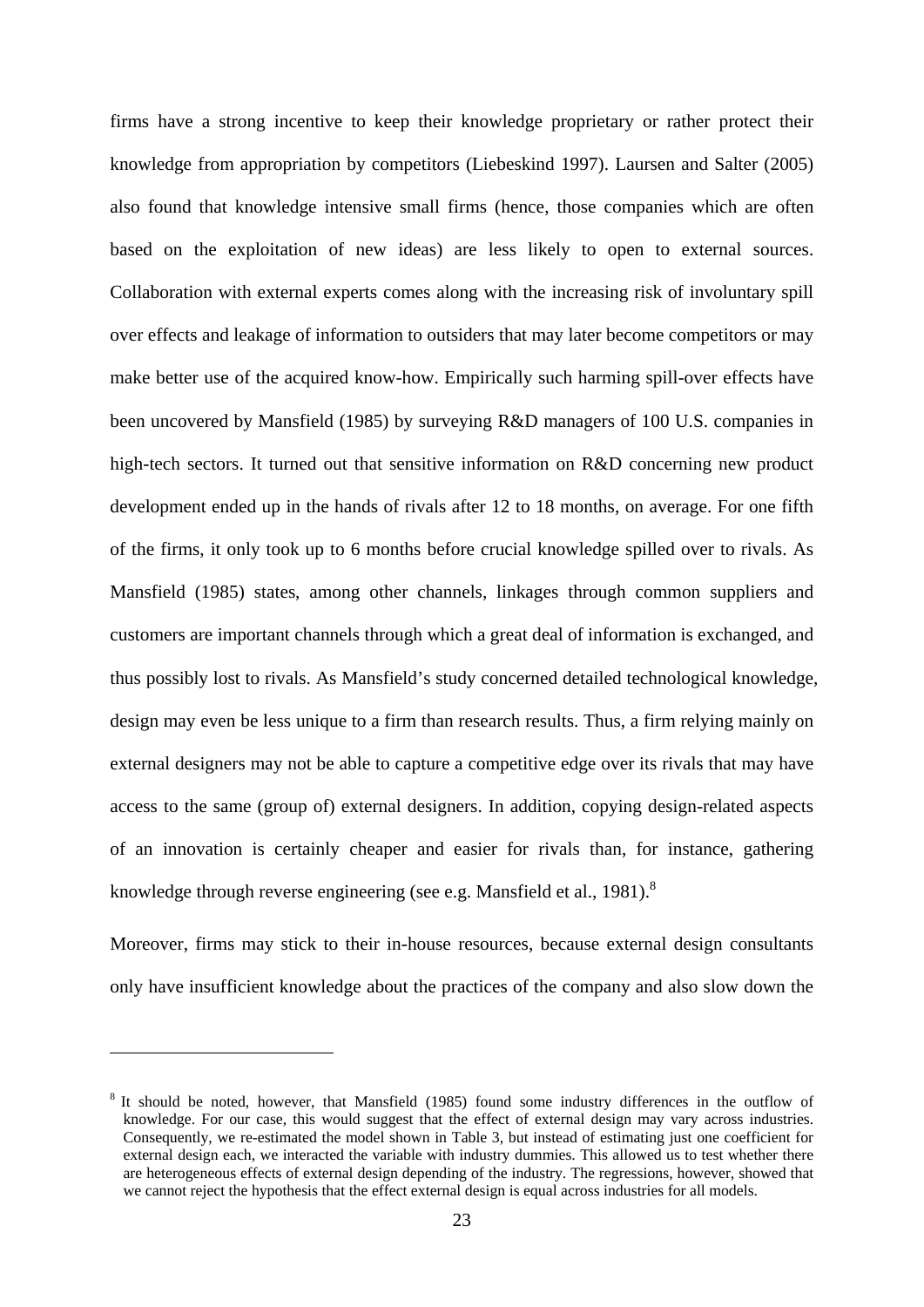firms have a strong incentive to keep their knowledge proprietary or rather protect their knowledge from appropriation by competitors (Liebeskind 1997). Laursen and Salter (2005) also found that knowledge intensive small firms (hence, those companies which are often based on the exploitation of new ideas) are less likely to open to external sources. Collaboration with external experts comes along with the increasing risk of involuntary spill over effects and leakage of information to outsiders that may later become competitors or may make better use of the acquired know-how. Empirically such harming spill-over effects have been uncovered by Mansfield (1985) by surveying R&D managers of 100 U.S. companies in high-tech sectors. It turned out that sensitive information on R&D concerning new product development ended up in the hands of rivals after 12 to 18 months, on average. For one fifth of the firms, it only took up to 6 months before crucial knowledge spilled over to rivals. As Mansfield (1985) states, among other channels, linkages through common suppliers and customers are important channels through which a great deal of information is exchanged, and thus possibly lost to rivals. As Mansfield's study concerned detailed technological knowledge, design may even be less unique to a firm than research results. Thus, a firm relying mainly on external designers may not be able to capture a competitive edge over its rivals that may have access to the same (group of) external designers. In addition, copying design-related aspects of an innovation is certainly cheaper and easier for rivals than, for instance, gathering knowledge through reverse engineering (see e.g. Mansfield et al., 1981).[8]

Moreover, firms may stick to their in-house resources, because external design consultants only have insufficient knowledge about the practices of the company and also slow down the

[8] It should be noted, however, that Mansfield (1985) found some industry differences in the outflow of knowledge. For our case, this would suggest that the effect of external design may vary across industries. Consequently, we re-estimated the model shown in Table 3, but instead of estimating just one coefficient for external design each, we interacted the variable with industry dummies. This allowed us to test whether there are heterogeneous effects of external design depending of the industry. The regressions, however, showed that we cannot reject the hypothesis that the effect external design is equal across industries for all models.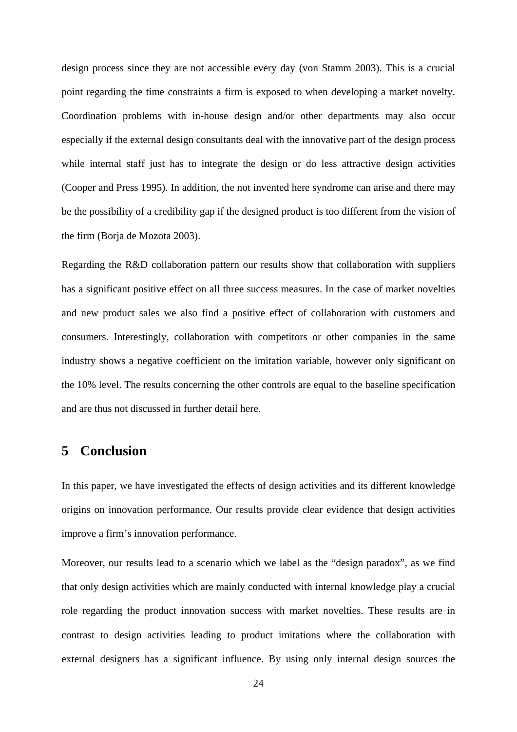design process since they are not accessible every day (von Stamm 2003). This is a crucial point regarding the time constraints a firm is exposed to when developing a market novelty. Coordination problems with in-house design and/or other departments may also occur especially if the external design consultants deal with the innovative part of the design process while internal staff just has to integrate the design or do less attractive design activities (Cooper and Press 1995). In addition, the not invented here syndrome can arise and there may be the possibility of a credibility gap if the designed product is too different from the vision of the firm (Borja de Mozota 2003).

Regarding the R&D collaboration pattern our results show that collaboration with suppliers has a significant positive effect on all three success measures. In the case of market novelties and new product sales we also find a positive effect of collaboration with customers and consumers. Interestingly, collaboration with competitors or other companies in the same industry shows a negative coefficient on the imitation variable, however only significant on the 10% level. The results concerning the other controls are equal to the baseline specification and are thus not discussed in further detail here.

## 5 Conclusion

In this paper, we have investigated the effects of design activities and its different knowledge origins on innovation performance. Our results provide clear evidence that design activities improve a firm's innovation performance.

Moreover, our results lead to a scenario which we label as the "design paradox", as we find that only design activities which are mainly conducted with internal knowledge play a crucial role regarding the product innovation success with market novelties. These results are in contrast to design activities leading to product imitations where the collaboration with external designers has a significant influence. By using only internal design sources the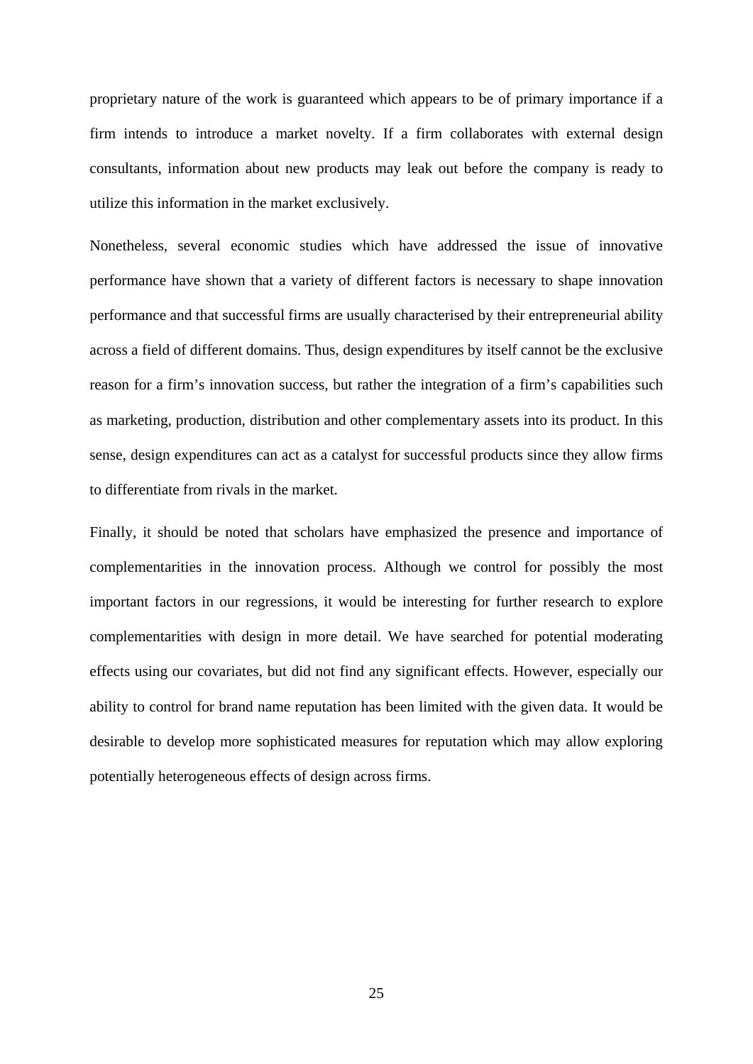proprietary nature of the work is guaranteed which appears to be of primary importance if a firm intends to introduce a market novelty. If a firm collaborates with external design consultants, information about new products may leak out before the company is ready to utilize this information in the market exclusively.

Nonetheless, several economic studies which have addressed the issue of innovative performance have shown that a variety of different factors is necessary to shape innovation performance and that successful firms are usually characterised by their entrepreneurial ability across a field of different domains. Thus, design expenditures by itself cannot be the exclusive reason for a firm's innovation success, but rather the integration of a firm's capabilities such as marketing, production, distribution and other complementary assets into its product. In this sense, design expenditures can act as a catalyst for successful products since they allow firms to differentiate from rivals in the market.

Finally, it should be noted that scholars have emphasized the presence and importance of complementarities in the innovation process. Although we control for possibly the most important factors in our regressions, it would be interesting for further research to explore complementarities with design in more detail. We have searched for potential moderating effects using our covariates, but did not find any significant effects. However, especially our ability to control for brand name reputation has been limited with the given data. It would be desirable to develop more sophisticated measures for reputation which may allow exploring potentially heterogeneous effects of design across firms.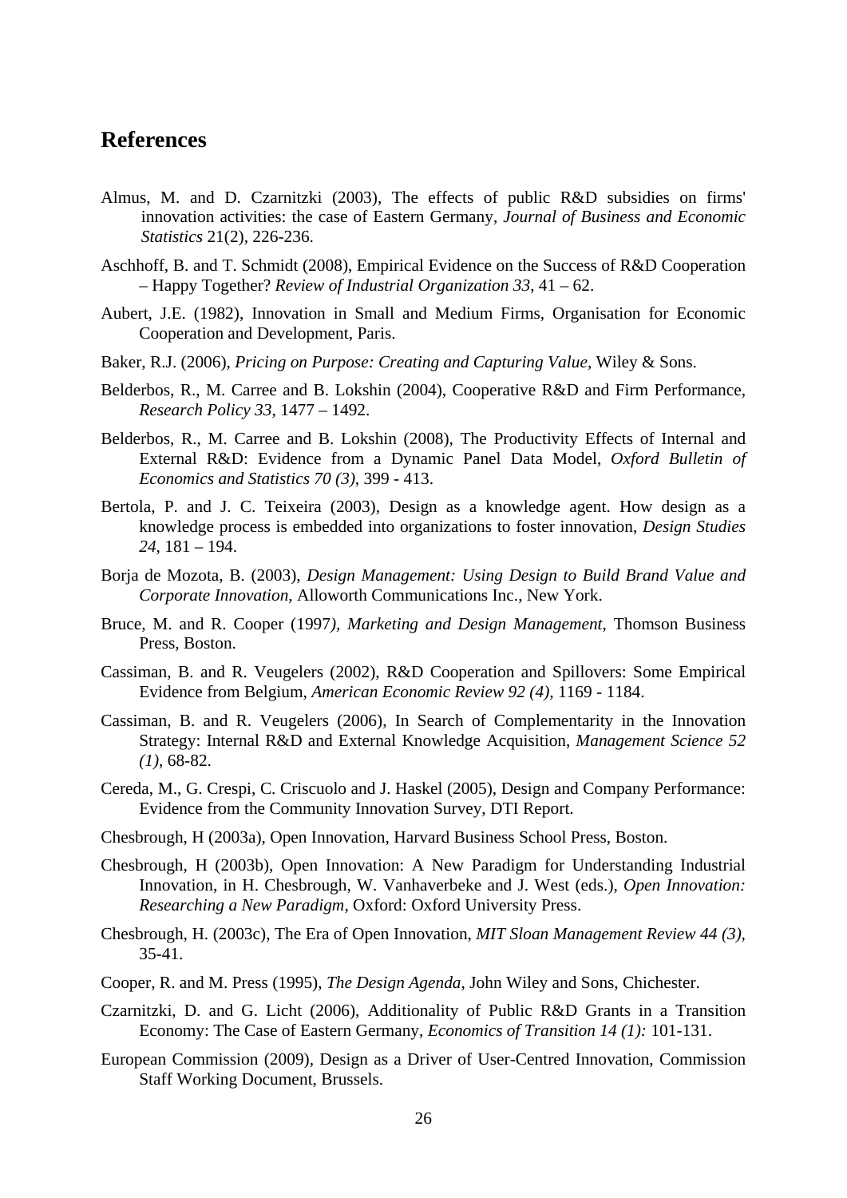## References

Almus, M. and D. Czarnitzki (2003), The effects of public R&D subsidies on firms' innovation activities: the case of Eastern Germany, *Journal of Business and Economic Statistics* 21(2), 226-236.

Aschhoff, B. and T. Schmidt (2008), Empirical Evidence on the Success of R&D Cooperation – Happy Together? *Review of Industrial Organization 33*, 41 – 62.

Aubert, J.E. (1982), Innovation in Small and Medium Firms, Organisation for Economic Cooperation and Development, Paris.

Baker, R.J. (2006), *Pricing on Purpose: Creating and Capturing Value*, Wiley & Sons.

Belderbos, R., M. Carree and B. Lokshin (2004), Cooperative R&D and Firm Performance, *Research Policy 33*, 1477 – 1492.

Belderbos, R., M. Carree and B. Lokshin (2008), The Productivity Effects of Internal and External R&D: Evidence from a Dynamic Panel Data Model, *Oxford Bulletin of Economics and Statistics 70 (3)*, 399 - 413.

Bertola, P. and J. C. Teixeira (2003), Design as a knowledge agent. How design as a knowledge process is embedded into organizations to foster innovation, *Design Studies 24*, 181 – 194.

Borja de Mozota, B. (2003), *Design Management: Using Design to Build Brand Value and Corporate Innovation*, Alloworth Communications Inc., New York.

Bruce, M. and R. Cooper (1997*), Marketing and Design Management*, Thomson Business Press, Boston.

Cassiman, B. and R. Veugelers (2002), R&D Cooperation and Spillovers: Some Empirical Evidence from Belgium, *American Economic Review 92 (4),* 1169 - 1184.

Cassiman, B. and R. Veugelers (2006), In Search of Complementarity in the Innovation Strategy: Internal R&D and External Knowledge Acquisition, *Management Science 52 (1)*, 68-82.

Cereda, M., G. Crespi, C. Criscuolo and J. Haskel (2005), Design and Company Performance: Evidence from the Community Innovation Survey, DTI Report.

Chesbrough, H (2003a), Open Innovation, Harvard Business School Press, Boston.

Chesbrough, H (2003b), Open Innovation: A New Paradigm for Understanding Industrial Innovation, in H. Chesbrough, W. Vanhaverbeke and J. West (eds.), *Open Innovation: Researching a New Paradigm*, Oxford: Oxford University Press.

Chesbrough, H. (2003c), The Era of Open Innovation, *MIT Sloan Management Review 44 (3)*, 35-41.

Cooper, R. and M. Press (1995), *The Design Agenda*, John Wiley and Sons, Chichester.

Czarnitzki, D. and G. Licht (2006), Additionality of Public R&D Grants in a Transition Economy: The Case of Eastern Germany, *Economics of Transition 14 (1):* 101-131.

European Commission (2009), Design as a Driver of User-Centred Innovation, Commission Staff Working Document, Brussels.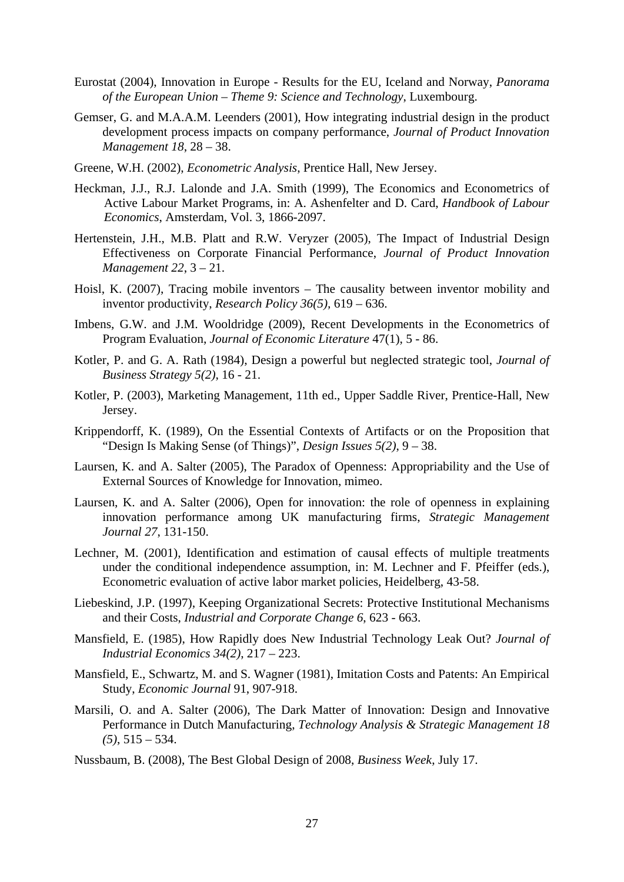Eurostat (2004), Innovation in Europe - Results for the EU, Iceland and Norway, *Panorama of the European Union – Theme 9: Science and Technology*, Luxembourg.

Gemser, G. and M.A.A.M. Leenders (2001), How integrating industrial design in the product development process impacts on company performance, *Journal of Product Innovation Management 18*, 28 – 38.

Greene, W.H. (2002), *Econometric Analysis*, Prentice Hall, New Jersey.

Heckman, J.J., R.J. Lalonde and J.A. Smith (1999), The Economics and Econometrics of Active Labour Market Programs, in: A. Ashenfelter and D. Card, *Handbook of Labour Economics*, Amsterdam, Vol. 3, 1866-2097.

Hertenstein, J.H., M.B. Platt and R.W. Veryzer (2005), The Impact of Industrial Design Effectiveness on Corporate Financial Performance, *Journal of Product Innovation Management 22*, 3 – 21.

Hoisl, K. (2007), Tracing mobile inventors – The causality between inventor mobility and inventor productivity, *Research Policy 36(5)*, 619 – 636.

Imbens, G.W. and J.M. Wooldridge (2009), Recent Developments in the Econometrics of Program Evaluation, *Journal of Economic Literature* 47(1), 5 - 86.

Kotler, P. and G. A. Rath (1984), Design a powerful but neglected strategic tool, *Journal of Business Strategy 5(2)*, 16 - 21.

Kotler, P. (2003), Marketing Management, 11th ed., Upper Saddle River, Prentice-Hall, New Jersey.

Krippendorff, K. (1989), On the Essential Contexts of Artifacts or on the Proposition that "Design Is Making Sense (of Things)", *Design Issues 5(2)*, 9 – 38.

Laursen, K. and A. Salter (2005), The Paradox of Openness: Appropriability and the Use of External Sources of Knowledge for Innovation, mimeo.

Laursen, K. and A. Salter (2006), Open for innovation: the role of openness in explaining innovation performance among UK manufacturing firms, *Strategic Management Journal 27*, 131-150.

Lechner, M. (2001), Identification and estimation of causal effects of multiple treatments under the conditional independence assumption, in: M. Lechner and F. Pfeiffer (eds.), Econometric evaluation of active labor market policies, Heidelberg, 43-58.

Liebeskind, J.P. (1997), Keeping Organizational Secrets: Protective Institutional Mechanisms and their Costs, *Industrial and Corporate Change 6*, 623 - 663.

Mansfield, E. (1985), How Rapidly does New Industrial Technology Leak Out? *Journal of Industrial Economics 34(2)*, 217 – 223.

Mansfield, E., Schwartz, M. and S. Wagner (1981), Imitation Costs and Patents: An Empirical Study, *Economic Journal* 91, 907-918.

Marsili, O. and A. Salter (2006), The Dark Matter of Innovation: Design and Innovative Performance in Dutch Manufacturing, *Technology Analysis & Strategic Management 18 (5)*, 515 – 534.

Nussbaum, B. (2008), The Best Global Design of 2008, *Business Week*, July 17.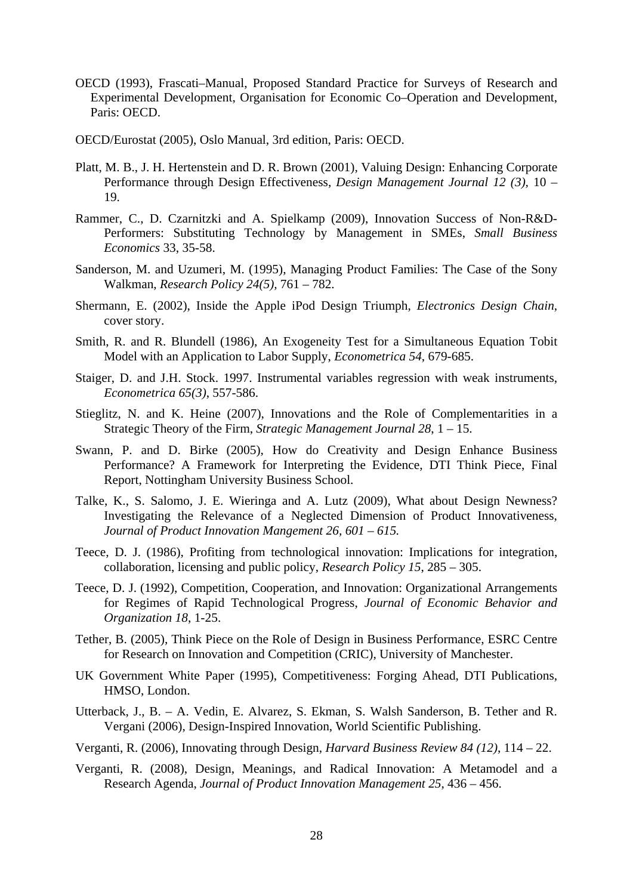OECD (1993), Frascati–Manual, Proposed Standard Practice for Surveys of Research and Experimental Development, Organisation for Economic Co–Operation and Development, Paris: OECD.

OECD/Eurostat (2005), Oslo Manual, 3rd edition, Paris: OECD.

Platt, M. B., J. H. Hertenstein and D. R. Brown (2001), Valuing Design: Enhancing Corporate Performance through Design Effectiveness, *Design Management Journal 12 (3)*, 10 – 19.

Rammer, C., D. Czarnitzki and A. Spielkamp (2009), Innovation Success of Non-R&D-Performers: Substituting Technology by Management in SMEs, *Small Business Economics* 33, 35-58.

Sanderson, M. and Uzumeri, M. (1995), Managing Product Families: The Case of the Sony Walkman, *Research Policy 24(5)*, 761 – 782.

Shermann, E. (2002), Inside the Apple iPod Design Triumph, *Electronics Design Chain*, cover story.

Smith, R. and R. Blundell (1986), An Exogeneity Test for a Simultaneous Equation Tobit Model with an Application to Labor Supply, *Econometrica 54*, 679-685.

Staiger, D. and J.H. Stock. 1997. Instrumental variables regression with weak instruments, *Econometrica 65(3)*, 557-586.

Stieglitz, N. and K. Heine (2007), Innovations and the Role of Complementarities in a Strategic Theory of the Firm, *Strategic Management Journal 28*, 1 – 15.

Swann, P. and D. Birke (2005), How do Creativity and Design Enhance Business Performance? A Framework for Interpreting the Evidence, DTI Think Piece, Final Report, Nottingham University Business School.

Talke, K., S. Salomo, J. E. Wieringa and A. Lutz (2009), What about Design Newness? Investigating the Relevance of a Neglected Dimension of Product Innovativeness, *Journal of Product Innovation Mangement 26, 601 – 615.*

Teece, D. J. (1986), Profiting from technological innovation: Implications for integration, collaboration, licensing and public policy, *Research Policy 15*, 285 – 305.

Teece, D. J. (1992), Competition, Cooperation, and Innovation: Organizational Arrangements for Regimes of Rapid Technological Progress, *Journal of Economic Behavior and Organization 18*, 1-25.

Tether, B. (2005), Think Piece on the Role of Design in Business Performance, ESRC Centre for Research on Innovation and Competition (CRIC), University of Manchester.

UK Government White Paper (1995), Competitiveness: Forging Ahead, DTI Publications, HMSO, London.

Utterback, J., B. – A. Vedin, E. Alvarez, S. Ekman, S. Walsh Sanderson, B. Tether and R. Vergani (2006), Design-Inspired Innovation, World Scientific Publishing.

Verganti, R. (2006), Innovating through Design, *Harvard Business Review 84 (12)*, 114 – 22.

Verganti, R. (2008), Design, Meanings, and Radical Innovation: A Metamodel and a Research Agenda, *Journal of Product Innovation Management 25*, 436 – 456.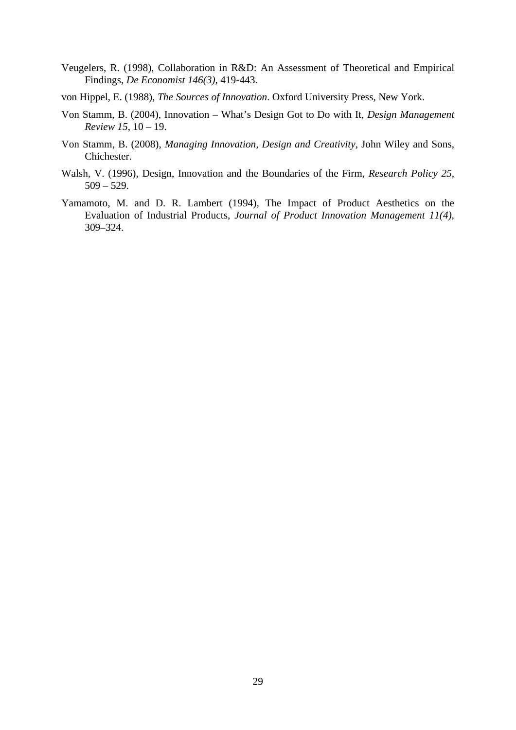Veugelers, R. (1998), Collaboration in R&D: An Assessment of Theoretical and Empirical Findings, *De Economist 146(3)*, 419-443.

von Hippel, E. (1988), *The Sources of Innovation*. Oxford University Press, New York.

Von Stamm, B. (2004), Innovation – What's Design Got to Do with It, *Design Management Review 15*, 10 – 19.

Von Stamm, B. (2008), *Managing Innovation, Design and Creativity*, John Wiley and Sons, Chichester.

Walsh, V. (1996), Design, Innovation and the Boundaries of the Firm, *Research Policy 25*, 509 – 529.

Yamamoto, M. and D. R. Lambert (1994), The Impact of Product Aesthetics on the Evaluation of Industrial Products, *Journal of Product Innovation Management 11(4)*, 309–324.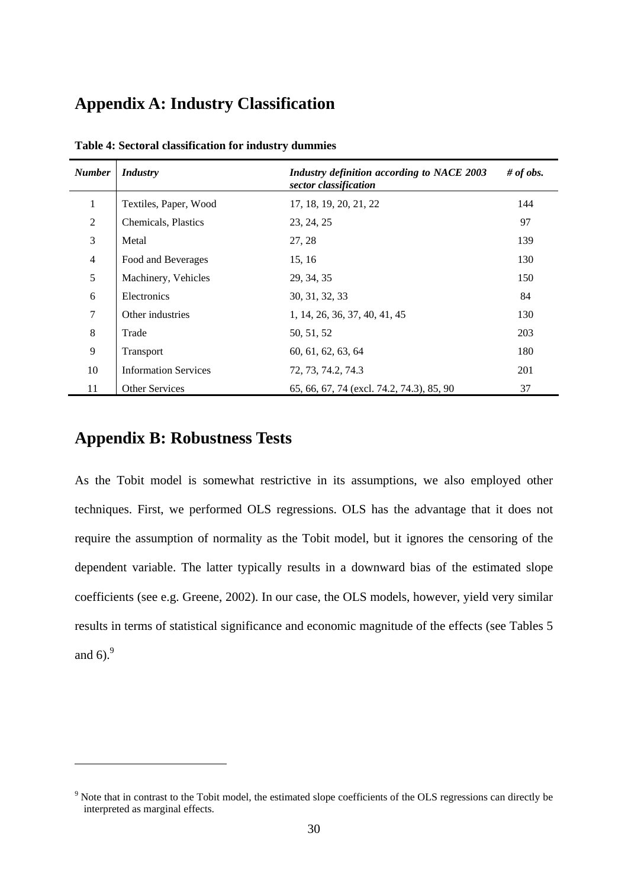## Appendix A: Industry Classification

**Table 4: Sectoral classification for industry dummies**

| *Number* | *Industry* | *Industry definition according to NACE 2003 sector classification* | *# of obs.* |
|---|---|---|---|
| 1 | Textiles, Paper, Wood | 17, 18, 19, 20, 21, 22 | 144 |
| 2 | Chemicals, Plastics | 23, 24, 25 | 97 |
| 3 | Metal | 27, 28 | 139 |
| 4 | Food and Beverages | 15, 16 | 130 |
| 5 | Machinery, Vehicles | 29, 34, 35 | 150 |
| 6 | Electronics | 30, 31, 32, 33 | 84 |
| 7 | Other industries | 1, 14, 26, 36, 37, 40, 41, 45 | 130 |
| 8 | Trade | 50, 51, 52 | 203 |
| 9 | Transport | 60, 61, 62, 63, 64 | 180 |
| 10 | Information Services | 72, 73, 74.2, 74.3 | 201 |
| 11 | Other Services | 65, 66, 67, 74 (excl. 74.2, 74.3), 85, 90 | 37 |

## Appendix B: Robustness Tests

As the Tobit model is somewhat restrictive in its assumptions, we also employed other techniques. First, we performed OLS regressions. OLS has the advantage that it does not require the assumption of normality as the Tobit model, but it ignores the censoring of the dependent variable. The latter typically results in a downward bias of the estimated slope coefficients (see e.g. Greene, 2002). In our case, the OLS models, however, yield very similar results in terms of statistical significance and economic magnitude of the effects (see Tables 5 and 6).[9]

[9] Note that in contrast to the Tobit model, the estimated slope coefficients of the OLS regressions can directly be interpreted as marginal effects.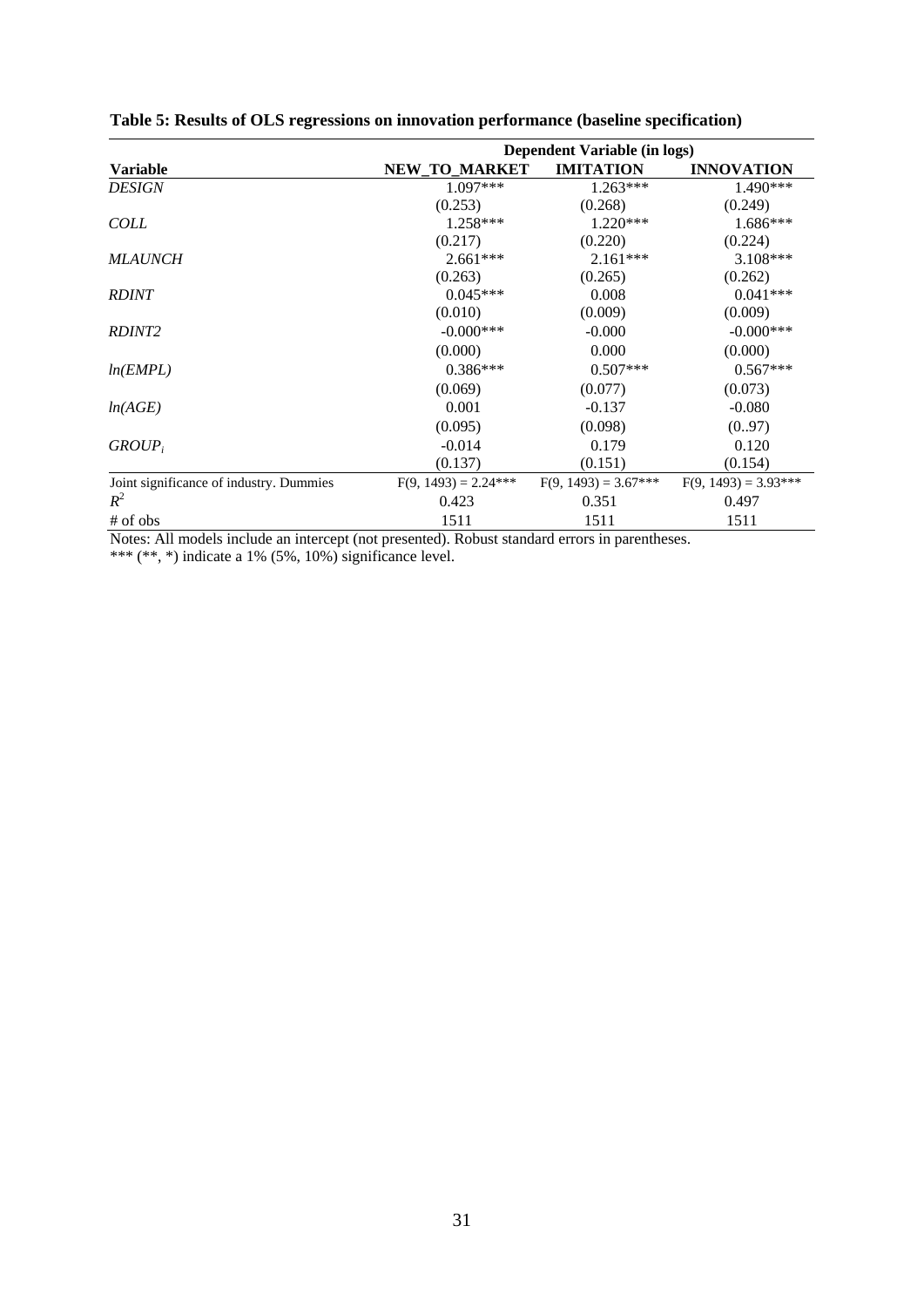**Table 5: Results of OLS regressions on innovation performance (baseline specification)**

| | Dependent Variable (in logs) | | |
|---|---|---|---|
| **Variable** | **NEW_TO_MARKET** | **IMITATION** | **INNOVATION** |
| *DESIGN* | 1.097*** | 1.263*** | 1.490*** |
| | (0.253) | (0.268) | (0.249) |
| *COLL* | 1.258*** | 1.220*** | 1.686*** |
| | (0.217) | (0.220) | (0.224) |
| *MLAUNCH* | 2.661*** | 2.161*** | 3.108*** |
| | (0.263) | (0.265) | (0.262) |
| *RDINT* | 0.045*** | 0.008 | 0.041*** |
| | (0.010) | (0.009) | (0.009) |
| *RDINT2* | -0.000*** | -0.000 | -0.000*** |
| | (0.000) | 0.000 | (0.000) |
| *ln(EMPL)* | 0.386*** | 0.507*** | 0.567*** |
| | (0.069) | (0.077) | (0.073) |
| *ln(AGE)* | 0.001 | -0.137 | -0.080 |
| | (0.095) | (0.098) | (0..97) |
| $GROUP_i$ | -0.014 | 0.179 | 0.120 |
| | (0.137) | (0.151) | (0.154) |
| Joint significance of industry. Dummies | F(9, 1493) = 2.24*** | F(9, 1493) = 3.67*** | F(9, 1493) = 3.93*** |
| $R^2$ | 0.423 | 0.351 | 0.497 |
| # of obs | 1511 | 1511 | 1511 |

Notes: All models include an intercept (not presented). Robust standard errors in parentheses.
*** (**, *) indicate a 1% (5%, 10%) significance level.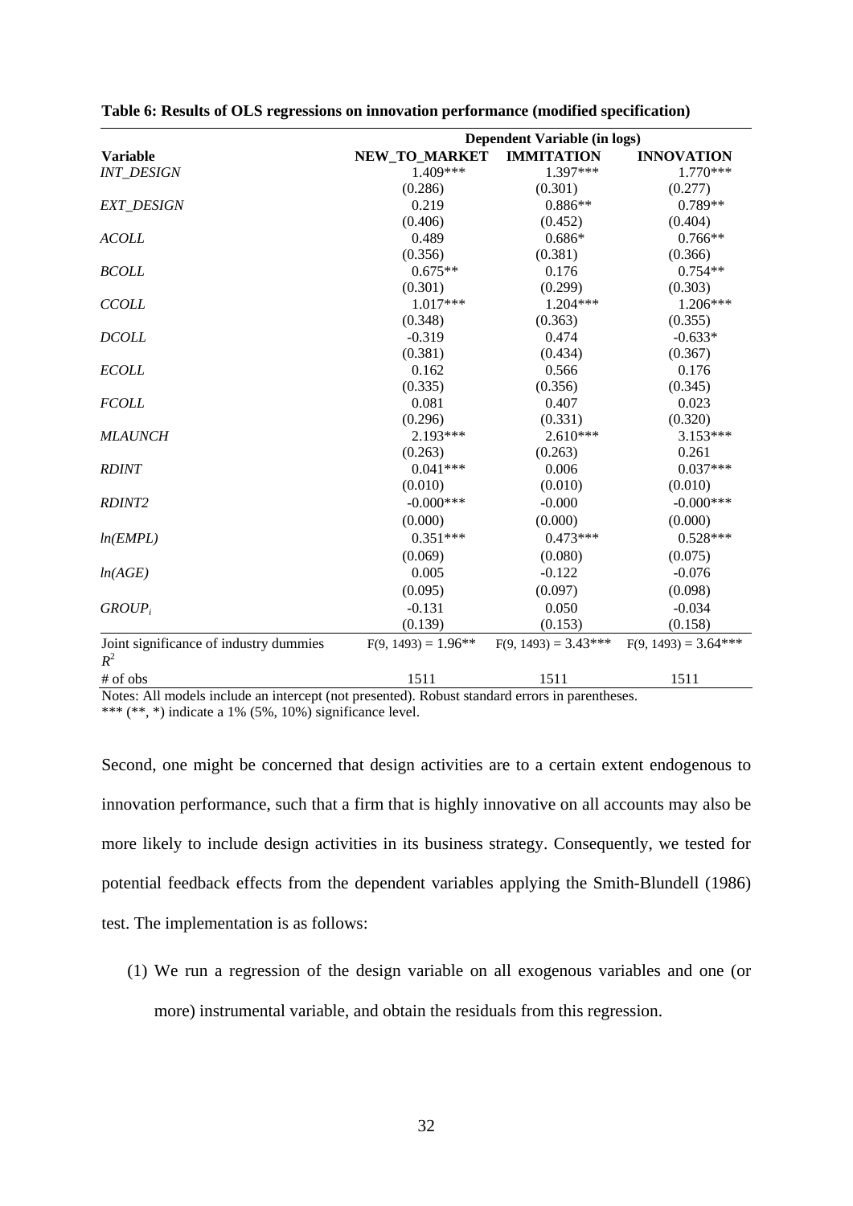**Table 6: Results of OLS regressions on innovation performance (modified specification)**

| | Dependent Variable (in logs) | | |
|---|---|---|---|
| **Variable** | **NEW_TO_MARKET** | **IMMITATION** | **INNOVATION** |
| *INT_DESIGN* | 1.409*** | 1.397*** | 1.770*** |
| | (0.286) | (0.301) | (0.277) |
| *EXT_DESIGN* | 0.219 | 0.886** | 0.789** |
| | (0.406) | (0.452) | (0.404) |
| *ACOLL* | 0.489 | 0.686* | 0.766** |
| | (0.356) | (0.381) | (0.366) |
| *BCOLL* | 0.675** | 0.176 | 0.754** |
| | (0.301) | (0.299) | (0.303) |
| *CCOLL* | 1.017*** | 1.204*** | 1.206*** |
| | (0.348) | (0.363) | (0.355) |
| *DCOLL* | -0.319 | 0.474 | -0.633* |
| | (0.381) | (0.434) | (0.367) |
| *ECOLL* | 0.162 | 0.566 | 0.176 |
| | (0.335) | (0.356) | (0.345) |
| *FCOLL* | 0.081 | 0.407 | 0.023 |
| | (0.296) | (0.331) | (0.320) |
| *MLAUNCH* | 2.193*** | 2.610*** | 3.153*** |
| | (0.263) | (0.263) | 0.261 |
| *RDINT* | 0.041*** | 0.006 | 0.037*** |
| | (0.010) | (0.010) | (0.010) |
| *RDINT2* | -0.000*** | -0.000 | -0.000*** |
| | (0.000) | (0.000) | (0.000) |
| *ln(EMPL)* | 0.351*** | 0.473*** | 0.528*** |
| | (0.069) | (0.080) | (0.075) |
| *ln(AGE)* | 0.005 | -0.122 | -0.076 |
| | (0.095) | (0.097) | (0.098) |
| $GROUP_i$ | -0.131 | 0.050 | -0.034 |
| | (0.139) | (0.153) | (0.158) |
| Joint significance of industry dummies | $F(9, 1493) = 1.96$** | $F(9, 1493) = 3.43$*** | $F(9, 1493) = 3.64$*** |
| $R^2$ | | | |
| # of obs | 1511 | 1511 | 1511 |

Notes: All models include an intercept (not presented). Robust standard errors in parentheses.
*** (**, *) indicate a 1% (5%, 10%) significance level.

Second, one might be concerned that design activities are to a certain extent endogenous to innovation performance, such that a firm that is highly innovative on all accounts may also be more likely to include design activities in its business strategy. Consequently, we tested for potential feedback effects from the dependent variables applying the Smith-Blundell (1986) test. The implementation is as follows:

(1) We run a regression of the design variable on all exogenous variables and one (or more) instrumental variable, and obtain the residuals from this regression.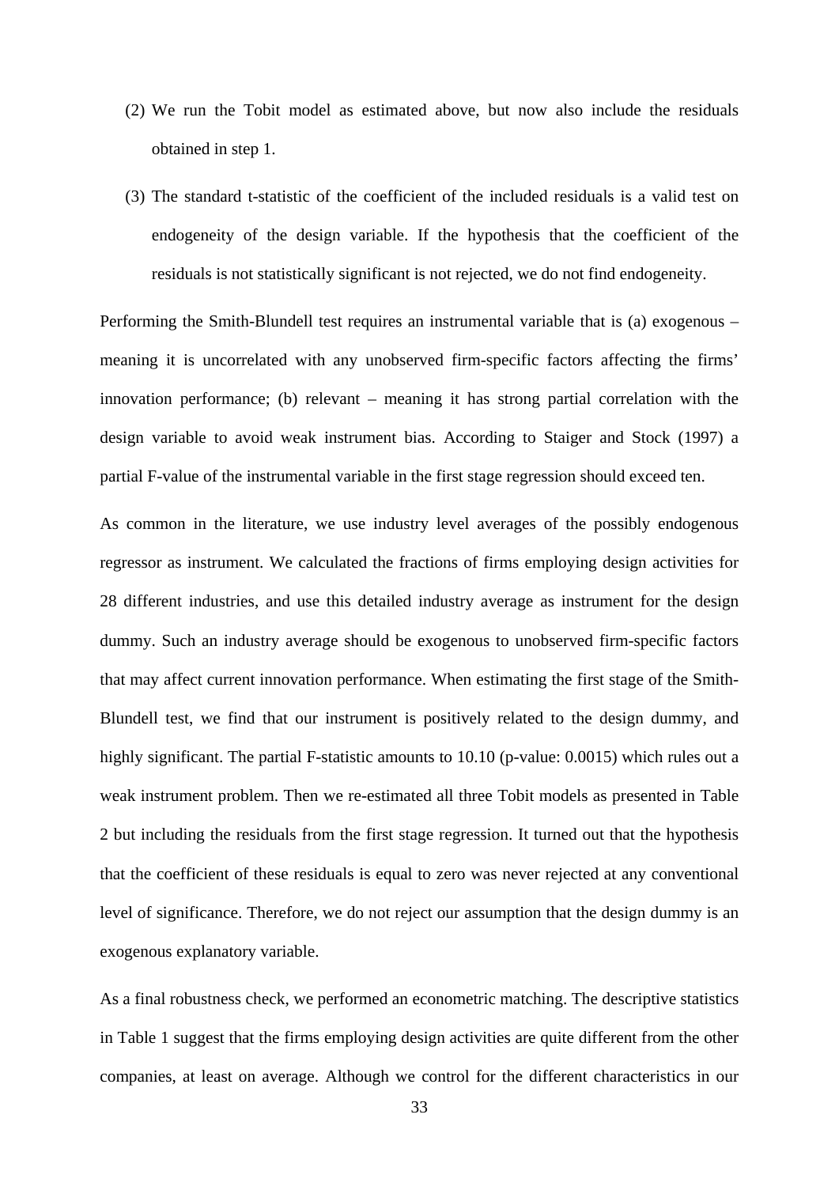(2) We run the Tobit model as estimated above, but now also include the residuals obtained in step 1.

(3) The standard t-statistic of the coefficient of the included residuals is a valid test on endogeneity of the design variable. If the hypothesis that the coefficient of the residuals is not statistically significant is not rejected, we do not find endogeneity.

Performing the Smith-Blundell test requires an instrumental variable that is (a) exogenous – meaning it is uncorrelated with any unobserved firm-specific factors affecting the firms' innovation performance; (b) relevant – meaning it has strong partial correlation with the design variable to avoid weak instrument bias. According to Staiger and Stock (1997) a partial F-value of the instrumental variable in the first stage regression should exceed ten.

As common in the literature, we use industry level averages of the possibly endogenous regressor as instrument. We calculated the fractions of firms employing design activities for 28 different industries, and use this detailed industry average as instrument for the design dummy. Such an industry average should be exogenous to unobserved firm-specific factors that may affect current innovation performance. When estimating the first stage of the Smith-Blundell test, we find that our instrument is positively related to the design dummy, and highly significant. The partial F-statistic amounts to 10.10 (p-value: 0.0015) which rules out a weak instrument problem. Then we re-estimated all three Tobit models as presented in Table 2 but including the residuals from the first stage regression. It turned out that the hypothesis that the coefficient of these residuals is equal to zero was never rejected at any conventional level of significance. Therefore, we do not reject our assumption that the design dummy is an exogenous explanatory variable.

As a final robustness check, we performed an econometric matching. The descriptive statistics in Table 1 suggest that the firms employing design activities are quite different from the other companies, at least on average. Although we control for the different characteristics in our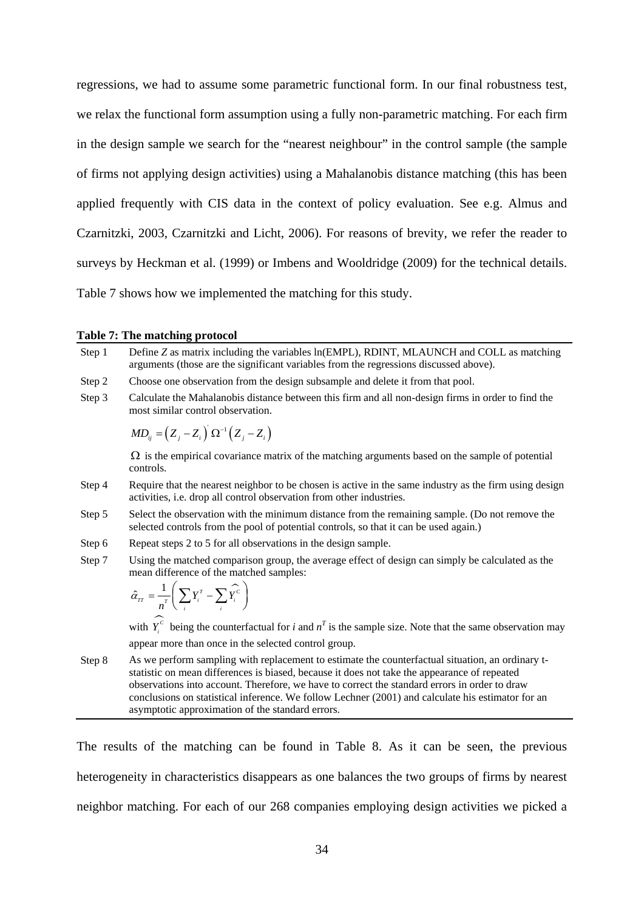regressions, we had to assume some parametric functional form. In our final robustness test, we relax the functional form assumption using a fully non-parametric matching. For each firm in the design sample we search for the "nearest neighbour" in the control sample (the sample of firms not applying design activities) using a Mahalanobis distance matching (this has been applied frequently with CIS data in the context of policy evaluation. See e.g. Almus and Czarnitzki, 2003, Czarnitzki and Licht, 2006). For reasons of brevity, we refer the reader to surveys by Heckman et al. (1999) or Imbens and Wooldridge (2009) for the technical details. Table 7 shows how we implemented the matching for this study.

**Table 7: The matching protocol**

| | |
|---|---|
| Step 1 | Define $Z$ as matrix including the variables ln(EMPL), RDINT, MLAUNCH and COLL as matching arguments (those are the significant variables from the regressions discussed above). |
| Step 2 | Choose one observation from the design subsample and delete it from that pool. |
| Step 3 | Calculate the Mahalanobis distance between this firm and all non-design firms in order to find the most similar control observation. $MD_{ij} = \left(Z_j - Z_i\right)' \Omega^{-1} \left(Z_j - Z_i\right)$ $\Omega$ is the empirical covariance matrix of the matching arguments based on the sample of potential controls. |
| Step 4 | Require that the nearest neighbor to be chosen is active in the same industry as the firm using design activities, i.e. drop all control observation from other industries. |
| Step 5 | Select the observation with the minimum distance from the remaining sample. (Do not remove the selected controls from the pool of potential controls, so that it can be used again.) |
| Step 6 | Repeat steps 2 to 5 for all observations in the design sample. |
| Step 7 | Using the matched comparison group, the average effect of design can simply be calculated as the mean difference of the matched samples: $\hat{\alpha}_{TT} = \frac{1}{n^T}\left(\sum_i Y_i^T - \sum_i \widehat{Y_i^C}\right)$ with $\widehat{Y_i^C}$ being the counterfactual for $i$ and $n^T$ is the sample size. Note that the same observation may appear more than once in the selected control group. |
| Step 8 | As we perform sampling with replacement to estimate the counterfactual situation, an ordinary t-statistic on mean differences is biased, because it does not take the appearance of repeated observations into account. Therefore, we have to correct the standard errors in order to draw conclusions on statistical inference. We follow Lechner (2001) and calculate his estimator for an asymptotic approximation of the standard errors. |

The results of the matching can be found in Table 8. As it can be seen, the previous heterogeneity in characteristics disappears as one balances the two groups of firms by nearest neighbor matching. For each of our 268 companies employing design activities we picked a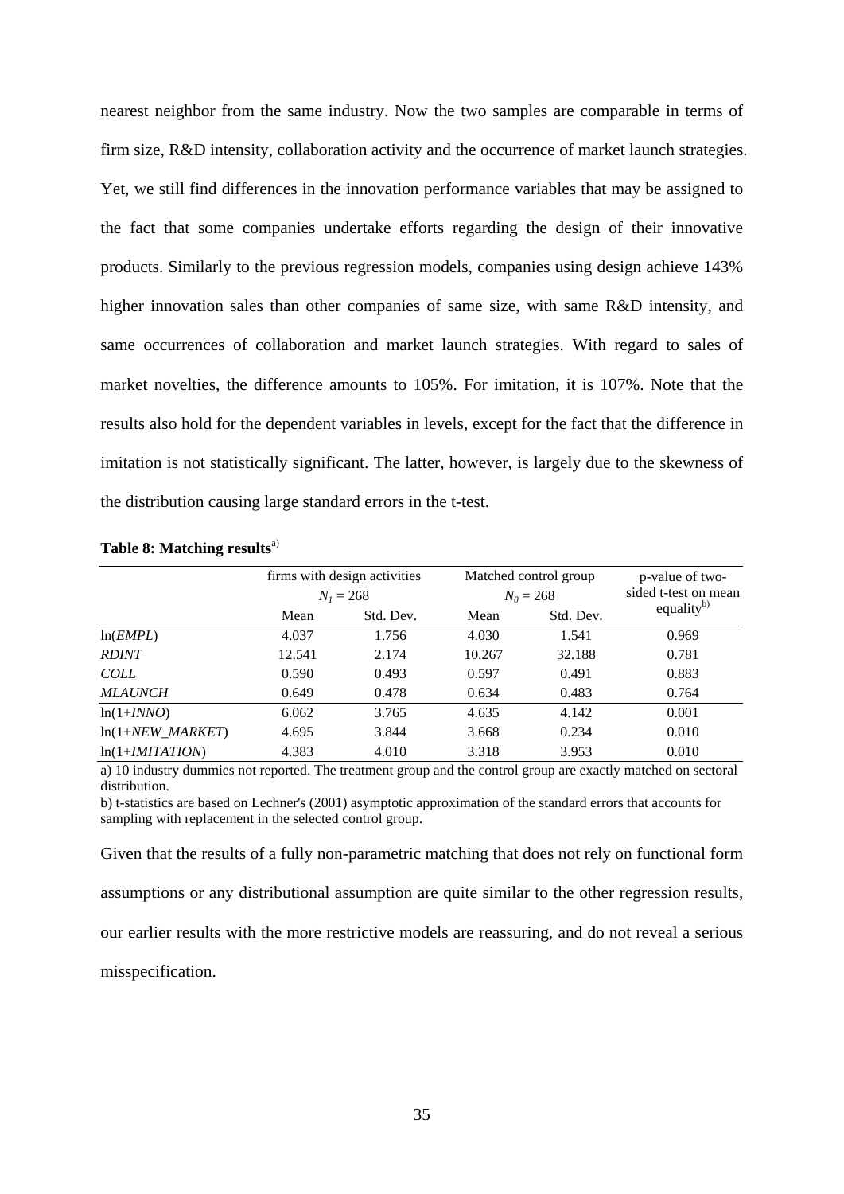nearest neighbor from the same industry. Now the two samples are comparable in terms of firm size, R&D intensity, collaboration activity and the occurrence of market launch strategies. Yet, we still find differences in the innovation performance variables that may be assigned to the fact that some companies undertake efforts regarding the design of their innovative products. Similarly to the previous regression models, companies using design achieve 143% higher innovation sales than other companies of same size, with same R&D intensity, and same occurrences of collaboration and market launch strategies. With regard to sales of market novelties, the difference amounts to 105%. For imitation, it is 107%. Note that the results also hold for the dependent variables in levels, except for the fact that the difference in imitation is not statistically significant. The latter, however, is largely due to the skewness of the distribution causing large standard errors in the t-test.

**Table 8: Matching results**[a)]

| | firms with design activities $N_1 = 268$ | | Matched control group $N_0 = 268$ | | p-value of two-sided t-test on mean equality[b)] |
|---|---|---|---|---|---|
| | Mean | Std. Dev. | Mean | Std. Dev. | |
| ln(*EMPL*) | 4.037 | 1.756 | 4.030 | 1.541 | 0.969 |
| *RDINT* | 12.541 | 2.174 | 10.267 | 32.188 | 0.781 |
| *COLL* | 0.590 | 0.493 | 0.597 | 0.491 | 0.883 |
| *MLAUNCH* | 0.649 | 0.478 | 0.634 | 0.483 | 0.764 |
| ln(1+*INNO*) | 6.062 | 3.765 | 4.635 | 4.142 | 0.001 |
| ln(1+*NEW_MARKET*) | 4.695 | 3.844 | 3.668 | 0.234 | 0.010 |
| ln(1+*IMITATION*) | 4.383 | 4.010 | 3.318 | 3.953 | 0.010 |

a) 10 industry dummies not reported. The treatment group and the control group are exactly matched on sectoral distribution.

b) t-statistics are based on Lechner's (2001) asymptotic approximation of the standard errors that accounts for sampling with replacement in the selected control group.

Given that the results of a fully non-parametric matching that does not rely on functional form assumptions or any distributional assumption are quite similar to the other regression results, our earlier results with the more restrictive models are reassuring, and do not reveal a serious misspecification.